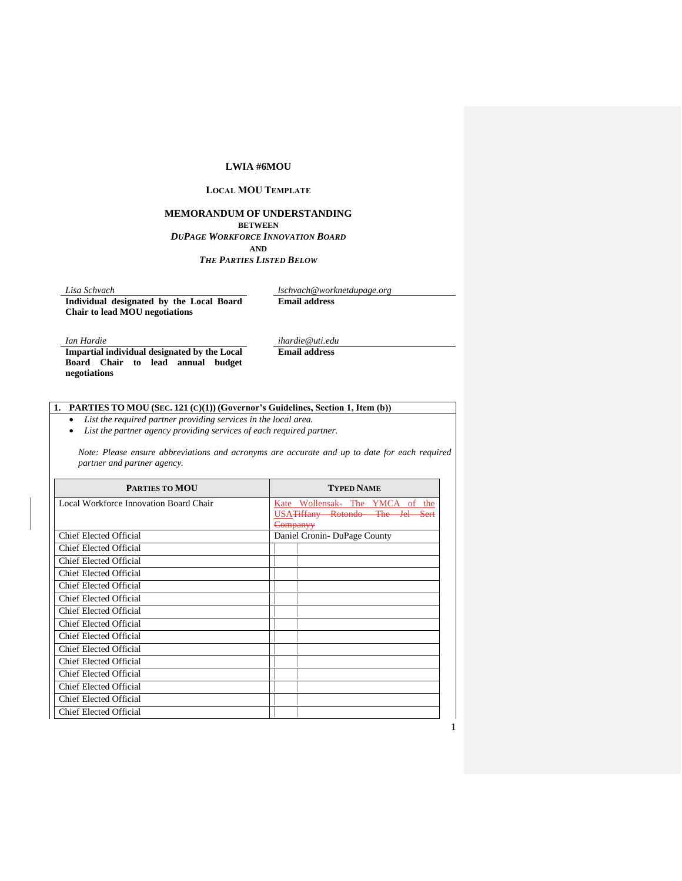**LWIA #6MOU**

**LOCAL MOU TEMPLATE**

**MEMORANDUM OF UNDERSTANDING**
**BETWEEN**
***DUPAGE WORKFORCE INNOVATION BOARD***
**AND**
***THE PARTIES LISTED BELOW***

| | |
|---|---|
| *Lisa Schvach* | *lschvach@worknetdupage.org* |
| **Individual designated by the Local Board Chair to lead MOU negotiations** | **Email address** |
| *Ian Hardie* | *ihardie@uti.edu* |
| **Impartial individual designated by the Local Board Chair to lead annual budget negotiations** | **Email address** |

**1. PARTIES TO MOU (SEC. 121 (C)(1)) (Governor's Guidelines, Section 1, Item (b))**

- *List the required partner providing services in the local area.*
- *List the partner agency providing services of each required partner.*

*Note: Please ensure abbreviations and acronyms are accurate and up to date for each required partner and partner agency.*

| PARTIES TO MOU | TYPED NAME |
|---|---|
| Local Workforce Innovation Board Chair | Kate Wollensak- The YMCA of the USA~~Tiffany Rotondo- The Jel Sert Companyy~~ |
| Chief Elected Official | Daniel Cronin- DuPage County |
| Chief Elected Official | |
| Chief Elected Official | |
| Chief Elected Official | |
| Chief Elected Official | |
| Chief Elected Official | |
| Chief Elected Official | |
| Chief Elected Official | |
| Chief Elected Official | |
| Chief Elected Official | |
| Chief Elected Official | |
| Chief Elected Official | |
| Chief Elected Official | |
| Chief Elected Official | |
| Chief Elected Official | |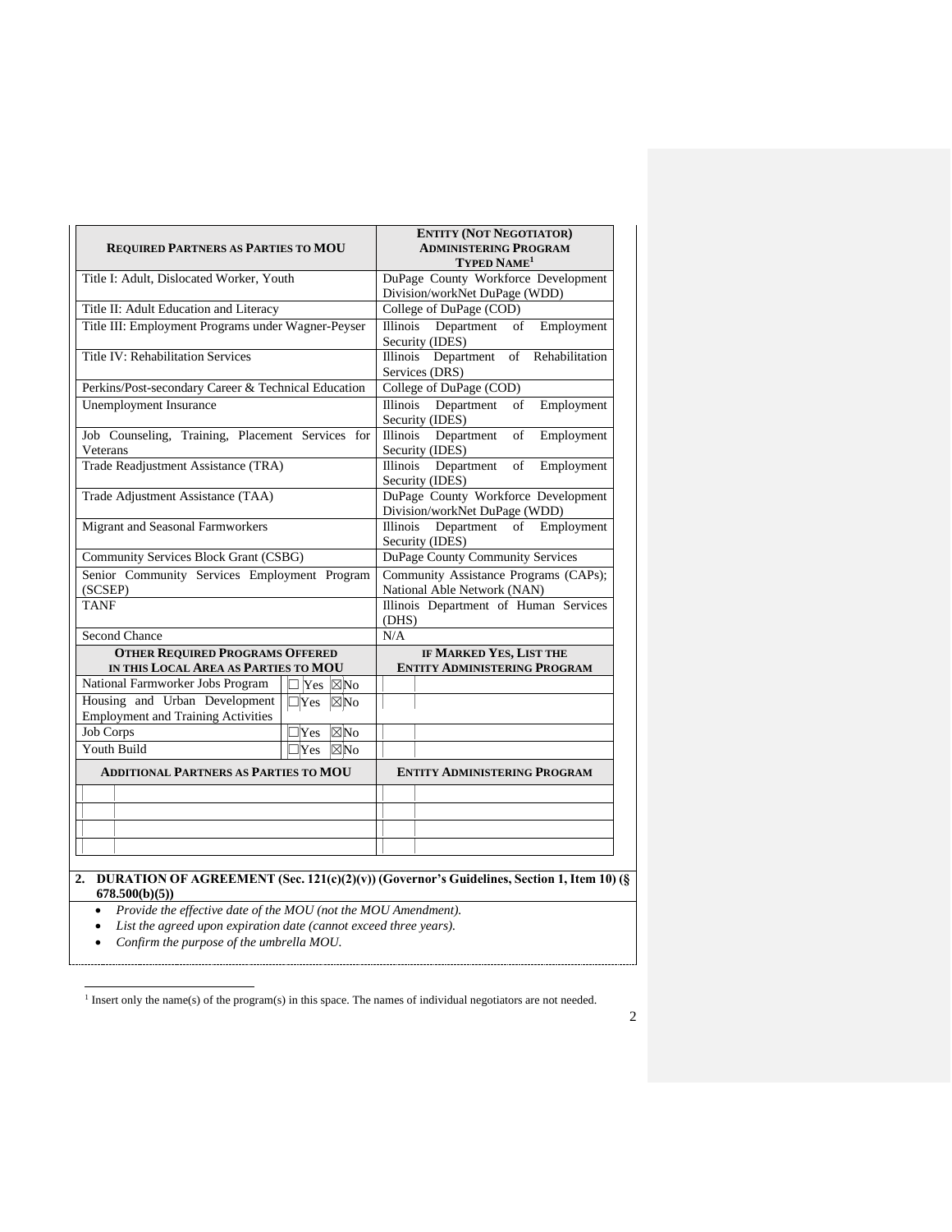| REQUIRED PARTNERS AS PARTIES TO MOU | | ENTITY (NOT NEGOTIATOR) ADMINISTERING PROGRAM TYPED NAME[1] |
|---|---|---|
| Title I: Adult, Dislocated Worker, Youth | | DuPage County Workforce Development Division/workNet DuPage (WDD) |
| Title II: Adult Education and Literacy | | College of DuPage (COD) |
| Title III: Employment Programs under Wagner-Peyser | | Illinois Department of Employment Security (IDES) |
| Title IV: Rehabilitation Services | | Illinois Department of Rehabilitation Services (DRS) |
| Perkins/Post-secondary Career & Technical Education | | College of DuPage (COD) |
| Unemployment Insurance | | Illinois Department of Employment Security (IDES) |
| Job Counseling, Training, Placement Services for Veterans | | Illinois Department of Employment Security (IDES) |
| Trade Readjustment Assistance (TRA) | | Illinois Department of Employment Security (IDES) |
| Trade Adjustment Assistance (TAA) | | DuPage County Workforce Development Division/workNet DuPage (WDD) |
| Migrant and Seasonal Farmworkers | | Illinois Department of Employment Security (IDES) |
| Community Services Block Grant (CSBG) | | DuPage County Community Services |
| Senior Community Services Employment Program (SCSEP) | | Community Assistance Programs (CAPs); National Able Network (NAN) |
| TANF | | Illinois Department of Human Services (DHS) |
| Second Chance | | N/A |
| **OTHER REQUIRED PROGRAMS OFFERED IN THIS LOCAL AREA AS PARTIES TO MOU** | | **IF MARKED YES, LIST THE ENTITY ADMINISTERING PROGRAM** |
| National Farmworker Jobs Program | ☐ Yes ☒No | |
| Housing and Urban Development Employment and Training Activities | ☐Yes ☒No | |
| Job Corps | ☐Yes ☒No | |
| Youth Build | ☐Yes ☒No | |
| **ADDITIONAL PARTNERS AS PARTIES TO MOU** | | **ENTITY ADMINISTERING PROGRAM** |
| | | |
| | | |
| | | |
| | | |

**2. DURATION OF AGREEMENT (Sec. 121(c)(2)(v)) (Governor's Guidelines, Section 1, Item 10) (§ 678.500(b)(5))**

- *Provide the effective date of the MOU (not the MOU Amendment).*
- *List the agreed upon expiration date (cannot exceed three years).*
- *Confirm the purpose of the umbrella MOU.*

[1] Insert only the name(s) of the program(s) in this space. The names of individual negotiators are not needed.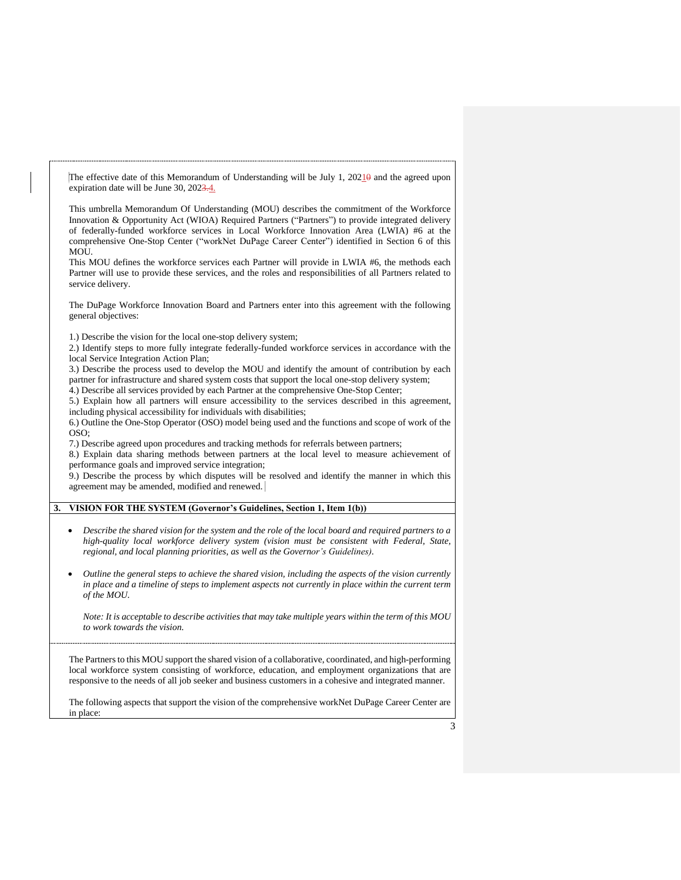The effective date of this Memorandum of Understanding will be July 1, 20210 and the agreed upon expiration date will be June 30, 2023.4.

This umbrella Memorandum Of Understanding (MOU) describes the commitment of the Workforce Innovation & Opportunity Act (WIOA) Required Partners ("Partners") to provide integrated delivery of federally-funded workforce services in Local Workforce Innovation Area (LWIA) #6 at the comprehensive One-Stop Center ("workNet DuPage Career Center") identified in Section 6 of this MOU.

This MOU defines the workforce services each Partner will provide in LWIA #6, the methods each Partner will use to provide these services, and the roles and responsibilities of all Partners related to service delivery.

The DuPage Workforce Innovation Board and Partners enter into this agreement with the following general objectives:

1.) Describe the vision for the local one-stop delivery system;
2.) Identify steps to more fully integrate federally-funded workforce services in accordance with the local Service Integration Action Plan;
3.) Describe the process used to develop the MOU and identify the amount of contribution by each partner for infrastructure and shared system costs that support the local one-stop delivery system;
4.) Describe all services provided by each Partner at the comprehensive One-Stop Center;
5.) Explain how all partners will ensure accessibility to the services described in this agreement, including physical accessibility for individuals with disabilities;
6.) Outline the One-Stop Operator (OSO) model being used and the functions and scope of work of the OSO;
7.) Describe agreed upon procedures and tracking methods for referrals between partners;
8.) Explain data sharing methods between partners at the local level to measure achievement of performance goals and improved service integration;
9.) Describe the process by which disputes will be resolved and identify the manner in which this agreement may be amended, modified and renewed.

## 3. VISION FOR THE SYSTEM (Governor's Guidelines, Section 1, Item 1(b))

- *Describe the shared vision for the system and the role of the local board and required partners to a high-quality local workforce delivery system (vision must be consistent with Federal, State, regional, and local planning priorities, as well as the Governor's Guidelines).*
- *Outline the general steps to achieve the shared vision, including the aspects of the vision currently in place and a timeline of steps to implement aspects not currently in place within the current term of the MOU.*

*Note: It is acceptable to describe activities that may take multiple years within the term of this MOU to work towards the vision.*

The Partners to this MOU support the shared vision of a collaborative, coordinated, and high-performing local workforce system consisting of workforce, education, and employment organizations that are responsive to the needs of all job seeker and business customers in a cohesive and integrated manner.

The following aspects that support the vision of the comprehensive workNet DuPage Career Center are in place: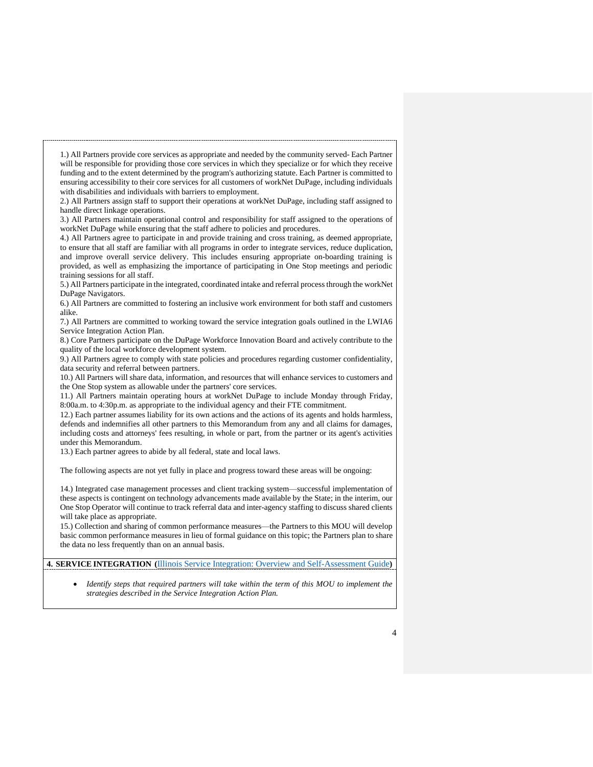1.) All Partners provide core services as appropriate and needed by the community served- Each Partner will be responsible for providing those core services in which they specialize or for which they receive funding and to the extent determined by the program's authorizing statute. Each Partner is committed to ensuring accessibility to their core services for all customers of workNet DuPage, including individuals with disabilities and individuals with barriers to employment.

2.) All Partners assign staff to support their operations at workNet DuPage, including staff assigned to handle direct linkage operations.

3.) All Partners maintain operational control and responsibility for staff assigned to the operations of workNet DuPage while ensuring that the staff adhere to policies and procedures.

4.) All Partners agree to participate in and provide training and cross training, as deemed appropriate, to ensure that all staff are familiar with all programs in order to integrate services, reduce duplication, and improve overall service delivery. This includes ensuring appropriate on-boarding training is provided, as well as emphasizing the importance of participating in One Stop meetings and periodic training sessions for all staff.

5.) All Partners participate in the integrated, coordinated intake and referral process through the workNet DuPage Navigators.

6.) All Partners are committed to fostering an inclusive work environment for both staff and customers alike.

7.) All Partners are committed to working toward the service integration goals outlined in the LWIA6 Service Integration Action Plan.

8.) Core Partners participate on the DuPage Workforce Innovation Board and actively contribute to the quality of the local workforce development system.

9.) All Partners agree to comply with state policies and procedures regarding customer confidentiality, data security and referral between partners.

10.) All Partners will share data, information, and resources that will enhance services to customers and the One Stop system as allowable under the partners' core services.

11.) All Partners maintain operating hours at workNet DuPage to include Monday through Friday, 8:00a.m. to 4:30p.m. as appropriate to the individual agency and their FTE commitment.

12.) Each partner assumes liability for its own actions and the actions of its agents and holds harmless, defends and indemnifies all other partners to this Memorandum from any and all claims for damages, including costs and attorneys' fees resulting, in whole or part, from the partner or its agent's activities under this Memorandum.

13.) Each partner agrees to abide by all federal, state and local laws.

The following aspects are not yet fully in place and progress toward these areas will be ongoing:

14.) Integrated case management processes and client tracking system—successful implementation of these aspects is contingent on technology advancements made available by the State; in the interim, our One Stop Operator will continue to track referral data and inter-agency staffing to discuss shared clients will take place as appropriate.

15.) Collection and sharing of common performance measures—the Partners to this MOU will develop basic common performance measures in lieu of formal guidance on this topic; the Partners plan to share the data no less frequently than on an annual basis.

**4. SERVICE INTEGRATION (**Illinois Service Integration: Overview and Self-Assessment Guide**)**

- *Identify steps that required partners will take within the term of this MOU to implement the strategies described in the Service Integration Action Plan.*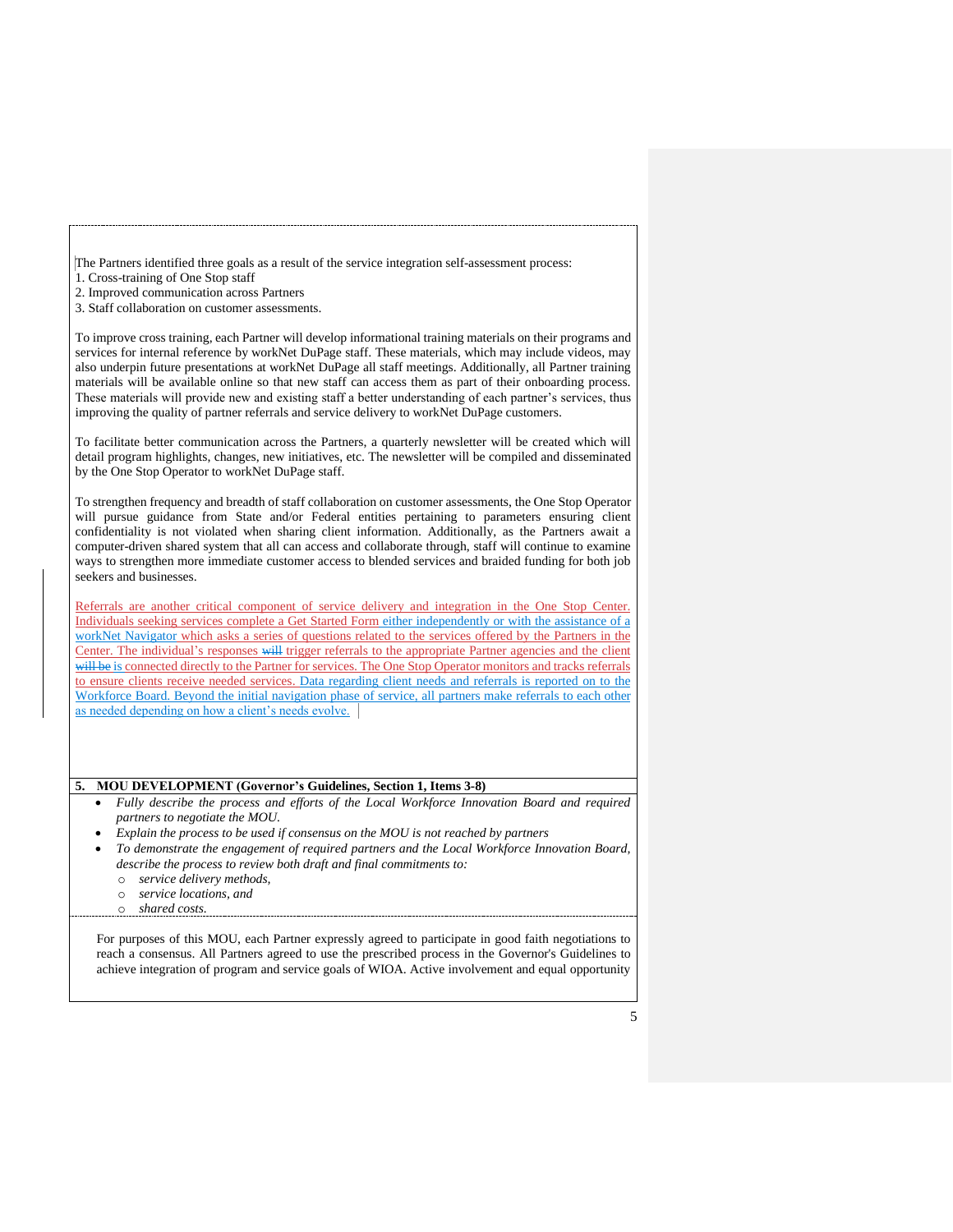The Partners identified three goals as a result of the service integration self-assessment process:
1. Cross-training of One Stop staff
2. Improved communication across Partners
3. Staff collaboration on customer assessments.

To improve cross training, each Partner will develop informational training materials on their programs and services for internal reference by workNet DuPage staff. These materials, which may include videos, may also underpin future presentations at workNet DuPage all staff meetings. Additionally, all Partner training materials will be available online so that new staff can access them as part of their onboarding process. These materials will provide new and existing staff a better understanding of each partner's services, thus improving the quality of partner referrals and service delivery to workNet DuPage customers.

To facilitate better communication across the Partners, a quarterly newsletter will be created which will detail program highlights, changes, new initiatives, etc. The newsletter will be compiled and disseminated by the One Stop Operator to workNet DuPage staff.

To strengthen frequency and breadth of staff collaboration on customer assessments, the One Stop Operator will pursue guidance from State and/or Federal entities pertaining to parameters ensuring client confidentiality is not violated when sharing client information. Additionally, as the Partners await a computer-driven shared system that all can access and collaborate through, staff will continue to examine ways to strengthen more immediate customer access to blended services and braided funding for both job seekers and businesses.

Referrals are another critical component of service delivery and integration in the One Stop Center. Individuals seeking services complete a Get Started Form either independently or with the assistance of a workNet Navigator which asks a series of questions related to the services offered by the Partners in the Center. The individual's responses ~~will~~ trigger referrals to the appropriate Partner agencies and the client ~~will be~~ is connected directly to the Partner for services. The One Stop Operator monitors and tracks referrals to ensure clients receive needed services. Data regarding client needs and referrals is reported on to the Workforce Board. Beyond the initial navigation phase of service, all partners make referrals to each other as needed depending on how a client's needs evolve.

**5. MOU DEVELOPMENT (Governor's Guidelines, Section 1, Items 3-8)**

- *Fully describe the process and efforts of the Local Workforce Innovation Board and required partners to negotiate the MOU.*
- *Explain the process to be used if consensus on the MOU is not reached by partners*
- *To demonstrate the engagement of required partners and the Local Workforce Innovation Board, describe the process to review both draft and final commitments to:*
  - *service delivery methods,*
  - *service locations, and*
  - *shared costs.*

For purposes of this MOU, each Partner expressly agreed to participate in good faith negotiations to reach a consensus. All Partners agreed to use the prescribed process in the Governor's Guidelines to achieve integration of program and service goals of WIOA. Active involvement and equal opportunity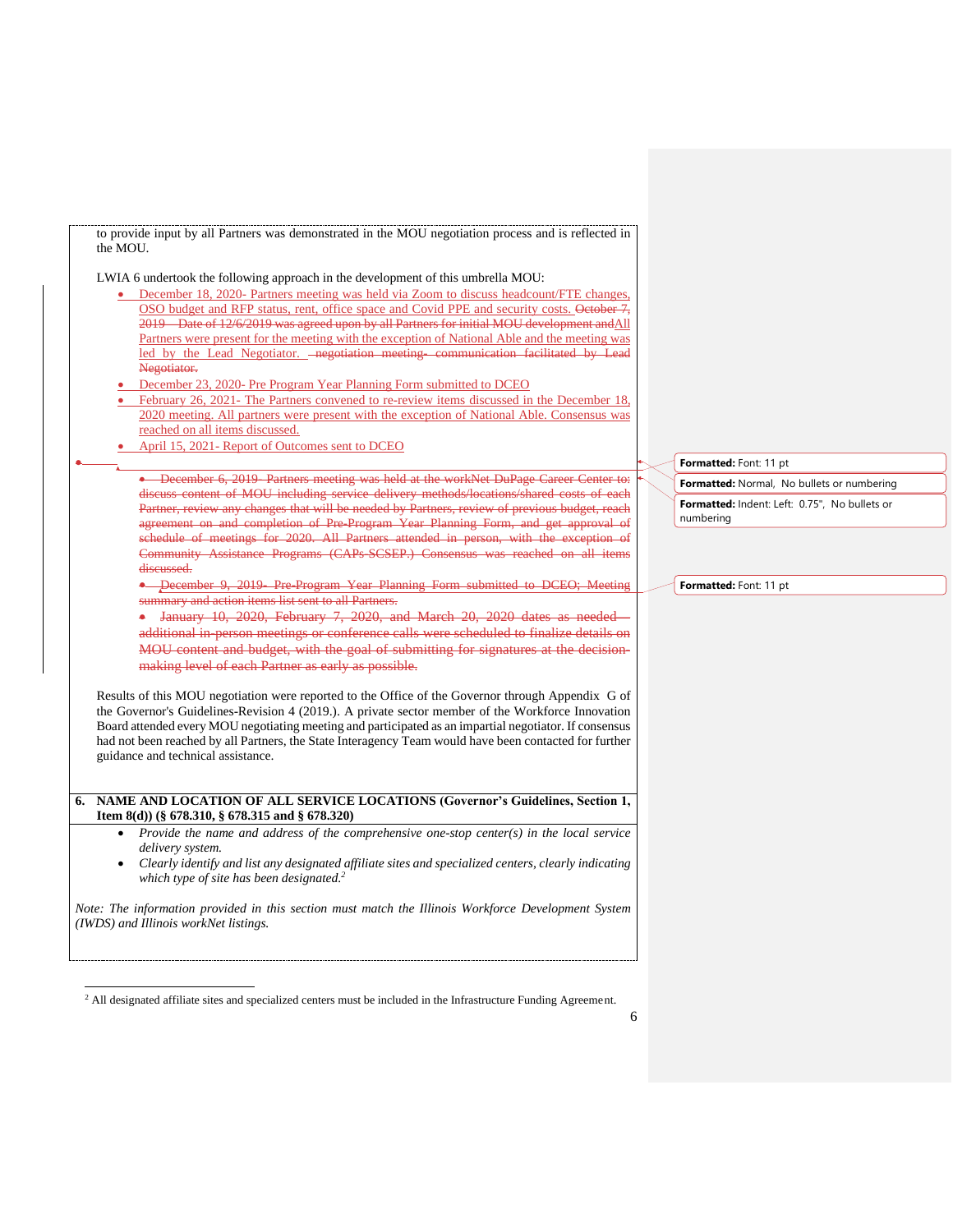to provide input by all Partners was demonstrated in the MOU negotiation process and is reflected in the MOU.

LWIA 6 undertook the following approach in the development of this umbrella MOU:

- December 18, 2020- Partners meeting was held via Zoom to discuss headcount/FTE changes, OSO budget and RFP status, rent, office space and Covid PPE and security costs. ~~October 7, 2019 – Date of 12/6/2019 was agreed upon by all Partners for initial MOU development and~~All Partners were present for the meeting with the exception of National Able and the meeting was led by the Lead Negotiator. ~~negotiation meeting- communication facilitated by Lead Negotiator.~~
- December 23, 2020- Pre Program Year Planning Form submitted to DCEO
- February 26, 2021- The Partners convened to re-review items discussed in the December 18, 2020 meeting. All partners were present with the exception of National Able. Consensus was reached on all items discussed.
- April 15, 2021- Report of Outcomes sent to DCEO

~~December 6, 2019- Partners meeting was held at the workNet DuPage Career Center to: discuss content of MOU including service delivery methods/locations/shared costs of each Partner, review any changes that will be needed by Partners, review of previous budget, reach agreement on and completion of Pre-Program Year Planning Form, and get approval of schedule of meetings for 2020. All Partners attended in person, with the exception of Community Assistance Programs (CAPs-SCSEP.) Consensus was reached on all items discussed.~~

~~December 9, 2019- Pre-Program Year Planning Form submitted to DCEO; Meeting summary and action items list sent to all Partners.~~

~~January 10, 2020, February 7, 2020, and March 20, 2020 dates as needed – additional in-person meetings or conference calls were scheduled to finalize details on MOU content and budget, with the goal of submitting for signatures at the decision-making level of each Partner as early as possible.~~

Results of this MOU negotiation were reported to the Office of the Governor through Appendix G of the Governor's Guidelines-Revision 4 (2019.). A private sector member of the Workforce Innovation Board attended every MOU negotiating meeting and participated as an impartial negotiator. If consensus had not been reached by all Partners, the State Interagency Team would have been contacted for further guidance and technical assistance.

**6. NAME AND LOCATION OF ALL SERVICE LOCATIONS (Governor's Guidelines, Section 1, Item 8(d)) (§ 678.310, § 678.315 and § 678.320)**

- *Provide the name and address of the comprehensive one-stop center(s) in the local service delivery system.*
- *Clearly identify and list any designated affiliate sites and specialized centers, clearly indicating which type of site has been designated.*[2]

*Note: The information provided in this section must match the Illinois Workforce Development System (IWDS) and Illinois workNet listings.*

[2] All designated affiliate sites and specialized centers must be included in the Infrastructure Funding Agreement.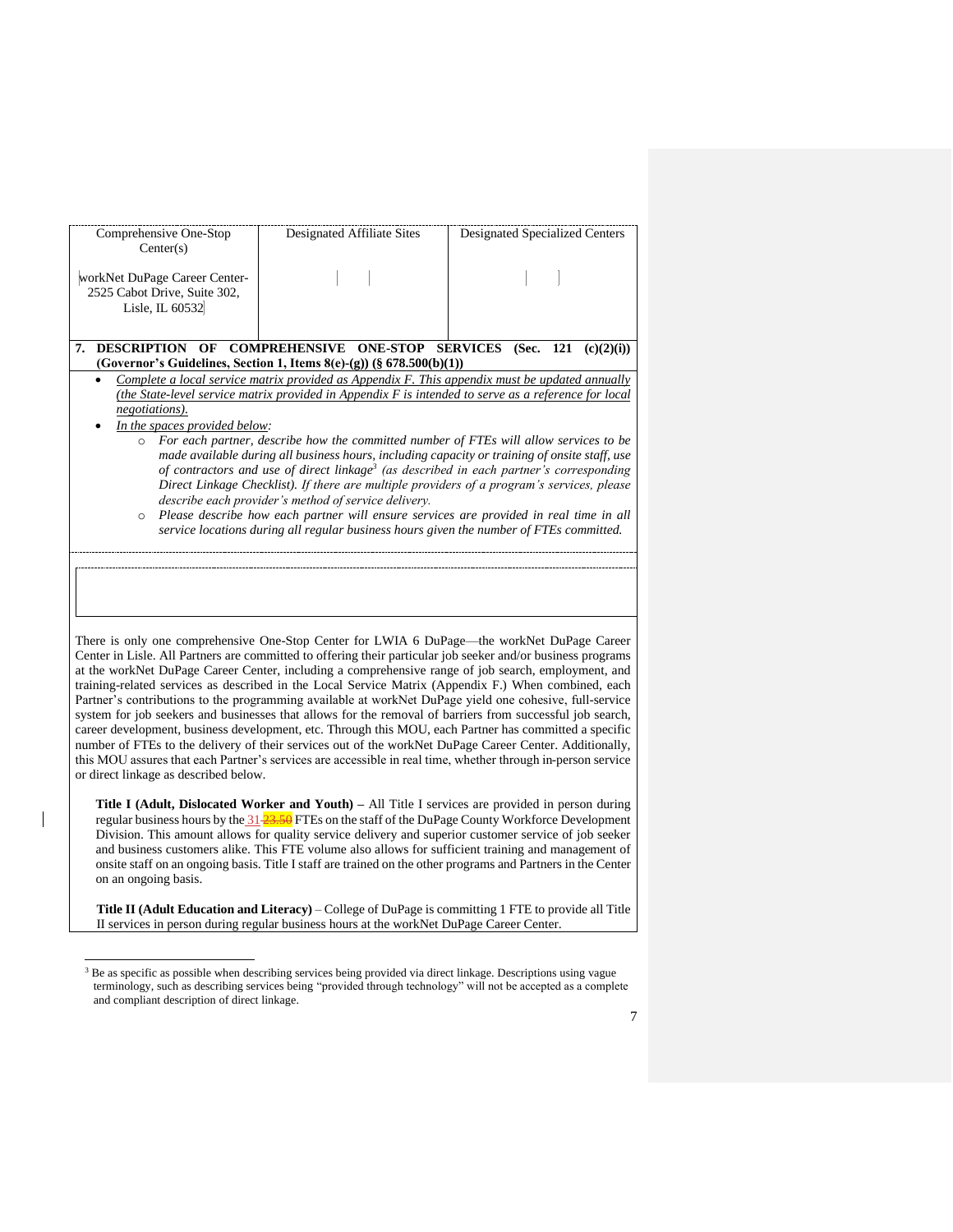| Comprehensive One-Stop Center(s) | Designated Affiliate Sites | Designated Specialized Centers |
|---|---|---|
| workNet DuPage Career Center- 2525 Cabot Drive, Suite 302, Lisle, IL 60532 | | |

**7. DESCRIPTION OF COMPREHENSIVE ONE-STOP SERVICES (Sec. 121 (c)(2)(i)) (Governor's Guidelines, Section 1, Items 8(e)-(g)) (§ 678.500(b)(1))**

- *Complete a local service matrix provided as Appendix F. This appendix must be updated annually (the State-level service matrix provided in Appendix F is intended to serve as a reference for local negotiations).*
- *In the spaces provided below:*
  - *For each partner, describe how the committed number of FTEs will allow services to be made available during all business hours, including capacity or training of onsite staff, use of contractors and use of direct linkage[3] (as described in each partner's corresponding Direct Linkage Checklist). If there are multiple providers of a program's services, please describe each provider's method of service delivery.*
  - *Please describe how each partner will ensure services are provided in real time in all service locations during all regular business hours given the number of FTEs committed.*

There is only one comprehensive One-Stop Center for LWIA 6 DuPage—the workNet DuPage Career Center in Lisle. All Partners are committed to offering their particular job seeker and/or business programs at the workNet DuPage Career Center, including a comprehensive range of job search, employment, and training-related services as described in the Local Service Matrix (Appendix F.) When combined, each Partner's contributions to the programming available at workNet DuPage yield one cohesive, full-service system for job seekers and businesses that allows for the removal of barriers from successful job search, career development, business development, etc. Through this MOU, each Partner has committed a specific number of FTEs to the delivery of their services out of the workNet DuPage Career Center. Additionally, this MOU assures that each Partner's services are accessible in real time, whether through in-person service or direct linkage as described below.

**Title I (Adult, Dislocated Worker and Youth) –** All Title I services are provided in person during regular business hours by the 31 ~~23.50~~ FTEs on the staff of the DuPage County Workforce Development Division. This amount allows for quality service delivery and superior customer service of job seeker and business customers alike. This FTE volume also allows for sufficient training and management of onsite staff on an ongoing basis. Title I staff are trained on the other programs and Partners in the Center on an ongoing basis.

**Title II (Adult Education and Literacy)** – College of DuPage is committing 1 FTE to provide all Title II services in person during regular business hours at the workNet DuPage Career Center.

[3] Be as specific as possible when describing services being provided via direct linkage. Descriptions using vague terminology, such as describing services being "provided through technology" will not be accepted as a complete and compliant description of direct linkage.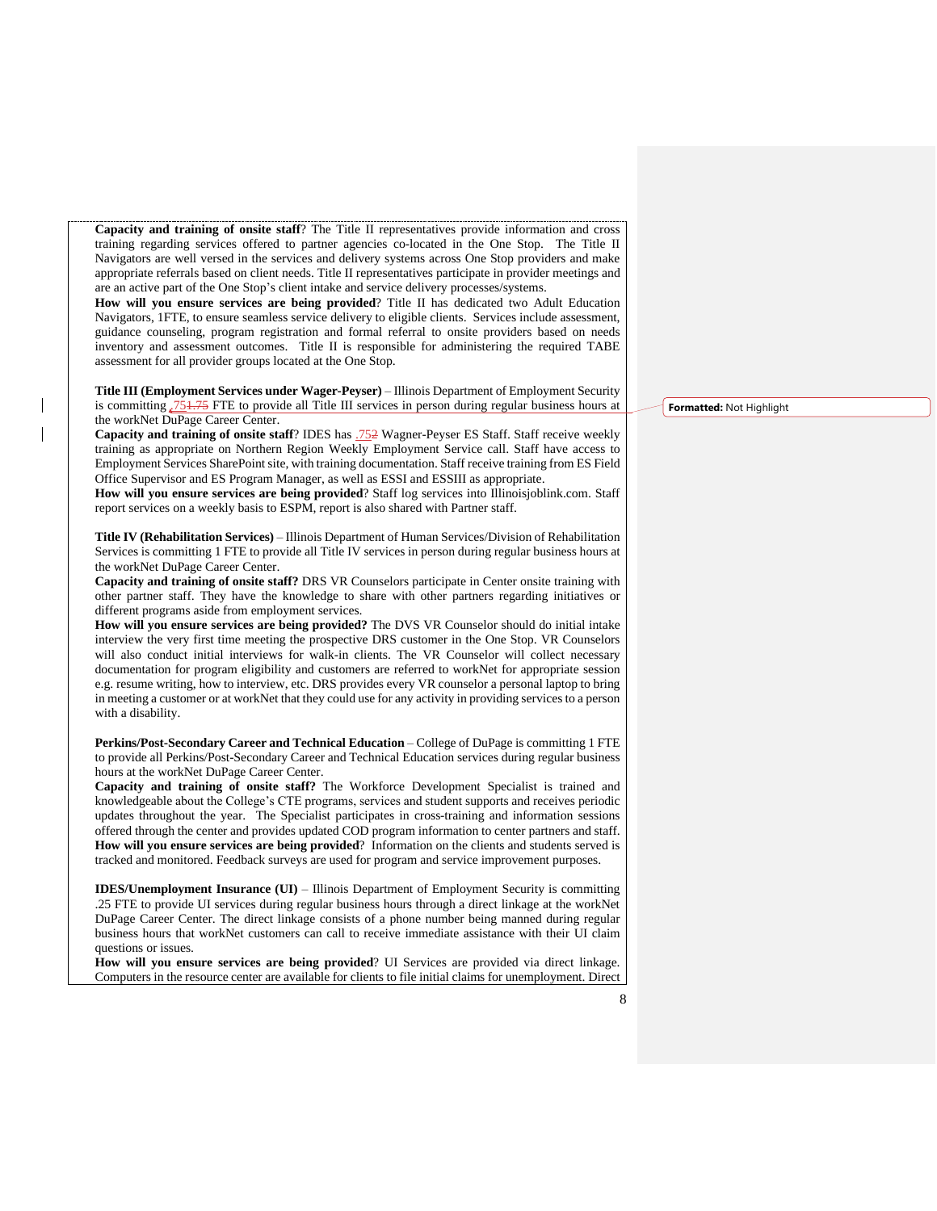**Capacity and training of onsite staff**? The Title II representatives provide information and cross training regarding services offered to partner agencies co-located in the One Stop. The Title II Navigators are well versed in the services and delivery systems across One Stop providers and make appropriate referrals based on client needs. Title II representatives participate in provider meetings and are an active part of the One Stop's client intake and service delivery processes/systems.

**How will you ensure services are being provided**? Title II has dedicated two Adult Education Navigators, 1FTE, to ensure seamless service delivery to eligible clients. Services include assessment, guidance counseling, program registration and formal referral to onsite providers based on needs inventory and assessment outcomes. Title II is responsible for administering the required TABE assessment for all provider groups located at the One Stop.

**Title III (Employment Services under Wager-Peyser)** – Illinois Department of Employment Security is committing .75 FTE to provide all Title III services in person during regular business hours at the workNet DuPage Career Center.

**Capacity and training of onsite staff**? IDES has .75 Wagner-Peyser ES Staff. Staff receive weekly training as appropriate on Northern Region Weekly Employment Service call. Staff have access to Employment Services SharePoint site, with training documentation. Staff receive training from ES Field Office Supervisor and ES Program Manager, as well as ESSI and ESSIII as appropriate.

**How will you ensure services are being provided**? Staff log services into Illinoisjoblink.com. Staff report services on a weekly basis to ESPM, report is also shared with Partner staff.

**Title IV (Rehabilitation Services)** – Illinois Department of Human Services/Division of Rehabilitation Services is committing 1 FTE to provide all Title IV services in person during regular business hours at the workNet DuPage Career Center.

**Capacity and training of onsite staff?** DRS VR Counselors participate in Center onsite training with other partner staff. They have the knowledge to share with other partners regarding initiatives or different programs aside from employment services.

**How will you ensure services are being provided?** The DVS VR Counselor should do initial intake interview the very first time meeting the prospective DRS customer in the One Stop. VR Counselors will also conduct initial interviews for walk-in clients. The VR Counselor will collect necessary documentation for program eligibility and customers are referred to workNet for appropriate session e.g. resume writing, how to interview, etc. DRS provides every VR counselor a personal laptop to bring in meeting a customer or at workNet that they could use for any activity in providing services to a person with a disability.

**Perkins/Post-Secondary Career and Technical Education** – College of DuPage is committing 1 FTE to provide all Perkins/Post-Secondary Career and Technical Education services during regular business hours at the workNet DuPage Career Center.

**Capacity and training of onsite staff?** The Workforce Development Specialist is trained and knowledgeable about the College's CTE programs, services and student supports and receives periodic updates throughout the year. The Specialist participates in cross-training and information sessions offered through the center and provides updated COD program information to center partners and staff.

**How will you ensure services are being provided**? Information on the clients and students served is tracked and monitored. Feedback surveys are used for program and service improvement purposes.

**IDES/Unemployment Insurance (UI)** – Illinois Department of Employment Security is committing .25 FTE to provide UI services during regular business hours through a direct linkage at the workNet DuPage Career Center. The direct linkage consists of a phone number being manned during regular business hours that workNet customers can call to receive immediate assistance with their UI claim questions or issues.

**How will you ensure services are being provided**? UI Services are provided via direct linkage. Computers in the resource center are available for clients to file initial claims for unemployment. Direct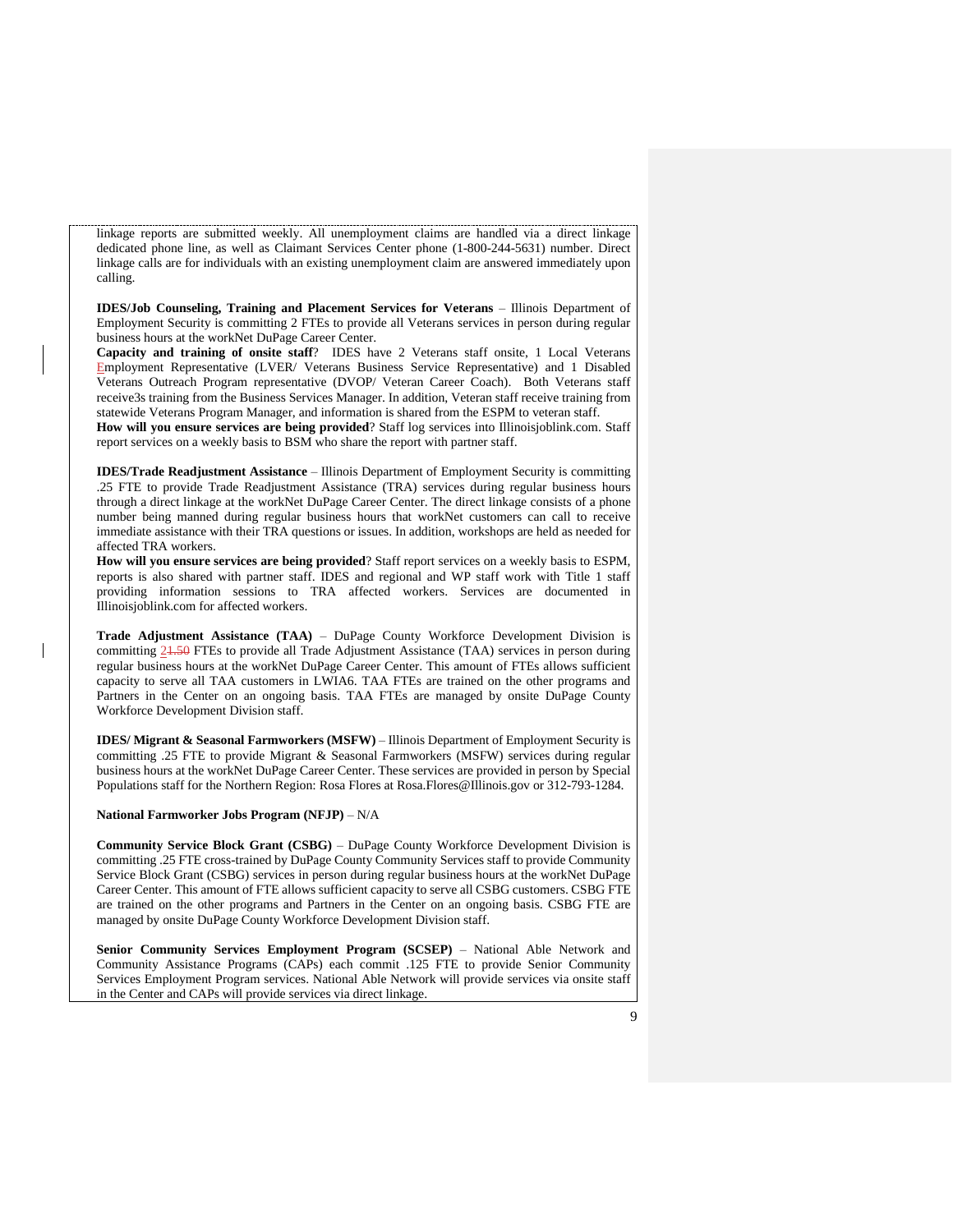linkage reports are submitted weekly. All unemployment claims are handled via a direct linkage dedicated phone line, as well as Claimant Services Center phone (1-800-244-5631) number. Direct linkage calls are for individuals with an existing unemployment claim are answered immediately upon calling.

**IDES/Job Counseling, Training and Placement Services for Veterans** – Illinois Department of Employment Security is committing 2 FTEs to provide all Veterans services in person during regular business hours at the workNet DuPage Career Center.
**Capacity and training of onsite staff**? IDES have 2 Veterans staff onsite, 1 Local Veterans Employment Representative (LVER/ Veterans Business Service Representative) and 1 Disabled Veterans Outreach Program representative (DVOP/ Veteran Career Coach). Both Veterans staff receive3s training from the Business Services Manager. In addition, Veteran staff receive training from statewide Veterans Program Manager, and information is shared from the ESPM to veteran staff.
**How will you ensure services are being provided**? Staff log services into Illinoisjoblink.com. Staff report services on a weekly basis to BSM who share the report with partner staff.

**IDES/Trade Readjustment Assistance** – Illinois Department of Employment Security is committing .25 FTE to provide Trade Readjustment Assistance (TRA) services during regular business hours through a direct linkage at the workNet DuPage Career Center. The direct linkage consists of a phone number being manned during regular business hours that workNet customers can call to receive immediate assistance with their TRA questions or issues. In addition, workshops are held as needed for affected TRA workers.
**How will you ensure services are being provided**? Staff report services on a weekly basis to ESPM, reports is also shared with partner staff. IDES and regional and WP staff work with Title 1 staff providing information sessions to TRA affected workers. Services are documented in Illinoisjoblink.com for affected workers.

**Trade Adjustment Assistance (TAA)** – DuPage County Workforce Development Division is committing ~~1.50~~ 2 FTEs to provide all Trade Adjustment Assistance (TAA) services in person during regular business hours at the workNet DuPage Career Center. This amount of FTEs allows sufficient capacity to serve all TAA customers in LWIA6. TAA FTEs are trained on the other programs and Partners in the Center on an ongoing basis. TAA FTEs are managed by onsite DuPage County Workforce Development Division staff.

**IDES/ Migrant & Seasonal Farmworkers (MSFW)** – Illinois Department of Employment Security is committing .25 FTE to provide Migrant & Seasonal Farmworkers (MSFW) services during regular business hours at the workNet DuPage Career Center. These services are provided in person by Special Populations staff for the Northern Region: Rosa Flores at Rosa.Flores@Illinois.gov or 312-793-1284.

**National Farmworker Jobs Program (NFJP)** – N/A

**Community Service Block Grant (CSBG)** – DuPage County Workforce Development Division is committing .25 FTE cross-trained by DuPage County Community Services staff to provide Community Service Block Grant (CSBG) services in person during regular business hours at the workNet DuPage Career Center. This amount of FTE allows sufficient capacity to serve all CSBG customers. CSBG FTE are trained on the other programs and Partners in the Center on an ongoing basis. CSBG FTE are managed by onsite DuPage County Workforce Development Division staff.

**Senior Community Services Employment Program (SCSEP)** – National Able Network and Community Assistance Programs (CAPs) each commit .125 FTE to provide Senior Community Services Employment Program services. National Able Network will provide services via onsite staff in the Center and CAPs will provide services via direct linkage.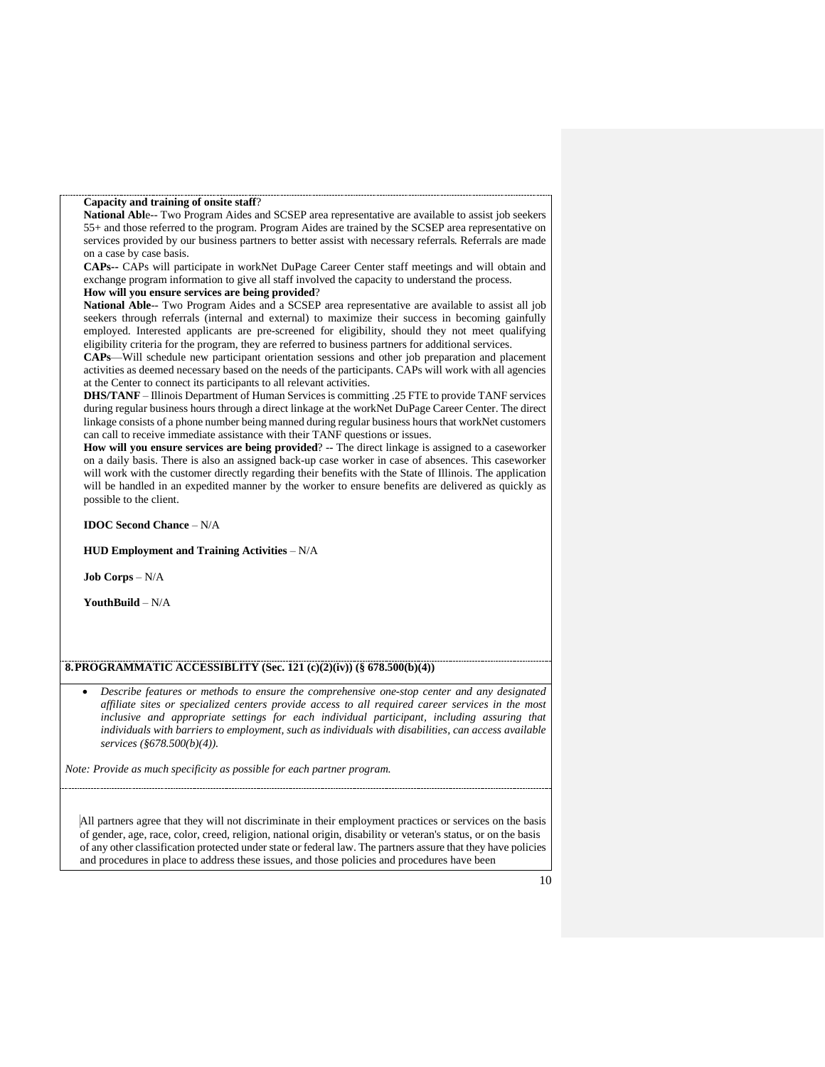**Capacity and training of onsite staff**?

**National Abl**e-- Two Program Aides and SCSEP area representative are available to assist job seekers 55+ and those referred to the program. Program Aides are trained by the SCSEP area representative on services provided by our business partners to better assist with necessary referrals. Referrals are made on a case by case basis.

**CAPs--** CAPs will participate in workNet DuPage Career Center staff meetings and will obtain and exchange program information to give all staff involved the capacity to understand the process.

**How will you ensure services are being provided**?

**National Able**-- Two Program Aides and a SCSEP area representative are available to assist all job seekers through referrals (internal and external) to maximize their success in becoming gainfully employed. Interested applicants are pre-screened for eligibility, should they not meet qualifying eligibility criteria for the program, they are referred to business partners for additional services.

**CAPs**—Will schedule new participant orientation sessions and other job preparation and placement activities as deemed necessary based on the needs of the participants. CAPs will work with all agencies at the Center to connect its participants to all relevant activities.

**DHS/TANF** – Illinois Department of Human Services is committing .25 FTE to provide TANF services during regular business hours through a direct linkage at the workNet DuPage Career Center. The direct linkage consists of a phone number being manned during regular business hours that workNet customers can call to receive immediate assistance with their TANF questions or issues.

**How will you ensure services are being provided**? -- The direct linkage is assigned to a caseworker on a daily basis. There is also an assigned back-up case worker in case of absences. This caseworker will work with the customer directly regarding their benefits with the State of Illinois. The application will be handled in an expedited manner by the worker to ensure benefits are delivered as quickly as possible to the client.

**IDOC Second Chance** – N/A

**HUD Employment and Training Activities** – N/A

**Job Corps** – N/A

**YouthBuild** – N/A

## 8. PROGRAMMATIC ACCESSIBLITY (Sec. 121 (c)(2)(iv)) (§ 678.500(b)(4))

- *Describe features or methods to ensure the comprehensive one-stop center and any designated affiliate sites or specialized centers provide access to all required career services in the most inclusive and appropriate settings for each individual participant, including assuring that individuals with barriers to employment, such as individuals with disabilities, can access available services (§678.500(b)(4)).*

*Note: Provide as much specificity as possible for each partner program.*

All partners agree that they will not discriminate in their employment practices or services on the basis of gender, age, race, color, creed, religion, national origin, disability or veteran's status, or on the basis of any other classification protected under state or federal law. The partners assure that they have policies and procedures in place to address these issues, and those policies and procedures have been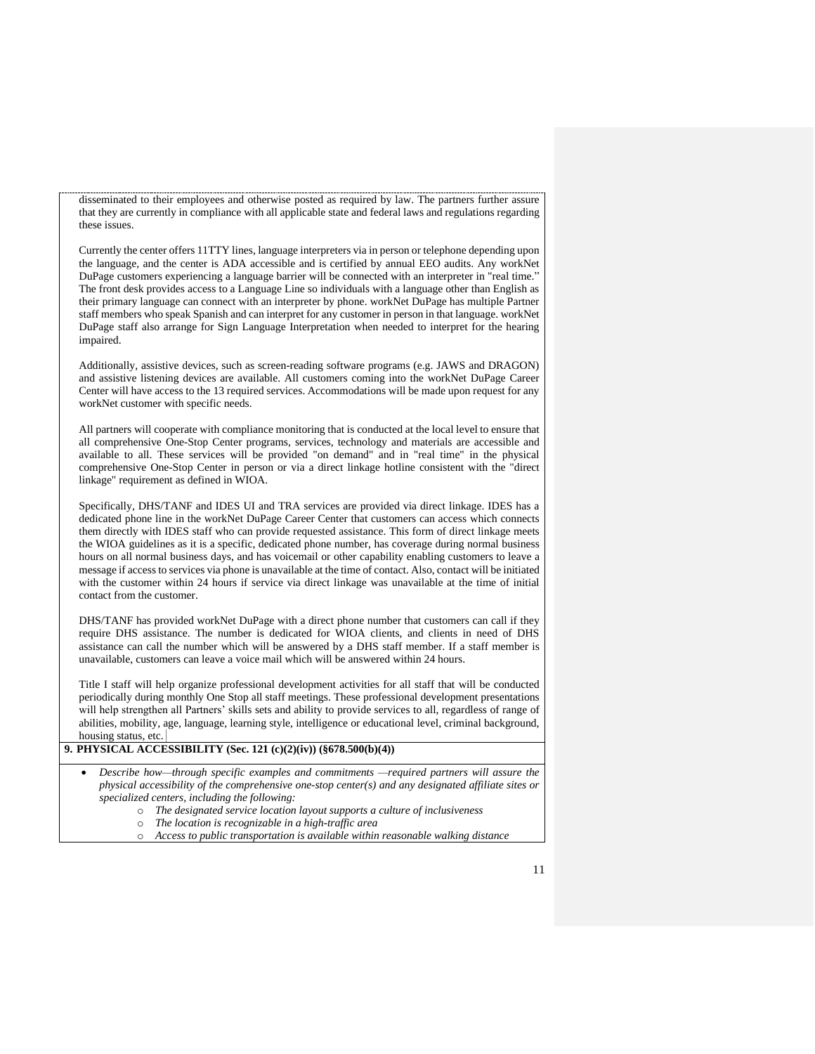disseminated to their employees and otherwise posted as required by law. The partners further assure that they are currently in compliance with all applicable state and federal laws and regulations regarding these issues.

Currently the center offers 11TTY lines, language interpreters via in person or telephone depending upon the language, and the center is ADA accessible and is certified by annual EEO audits. Any workNet DuPage customers experiencing a language barrier will be connected with an interpreter in "real time." The front desk provides access to a Language Line so individuals with a language other than English as their primary language can connect with an interpreter by phone. workNet DuPage has multiple Partner staff members who speak Spanish and can interpret for any customer in person in that language. workNet DuPage staff also arrange for Sign Language Interpretation when needed to interpret for the hearing impaired.

Additionally, assistive devices, such as screen-reading software programs (e.g. JAWS and DRAGON) and assistive listening devices are available. All customers coming into the workNet DuPage Career Center will have access to the 13 required services. Accommodations will be made upon request for any workNet customer with specific needs.

All partners will cooperate with compliance monitoring that is conducted at the local level to ensure that all comprehensive One-Stop Center programs, services, technology and materials are accessible and available to all. These services will be provided "on demand" and in "real time" in the physical comprehensive One-Stop Center in person or via a direct linkage hotline consistent with the "direct linkage" requirement as defined in WIOA.

Specifically, DHS/TANF and IDES UI and TRA services are provided via direct linkage. IDES has a dedicated phone line in the workNet DuPage Career Center that customers can access which connects them directly with IDES staff who can provide requested assistance. This form of direct linkage meets the WIOA guidelines as it is a specific, dedicated phone number, has coverage during normal business hours on all normal business days, and has voicemail or other capability enabling customers to leave a message if access to services via phone is unavailable at the time of contact. Also, contact will be initiated with the customer within 24 hours if service via direct linkage was unavailable at the time of initial contact from the customer.

DHS/TANF has provided workNet DuPage with a direct phone number that customers can call if they require DHS assistance. The number is dedicated for WIOA clients, and clients in need of DHS assistance can call the number which will be answered by a DHS staff member. If a staff member is unavailable, customers can leave a voice mail which will be answered within 24 hours.

Title I staff will help organize professional development activities for all staff that will be conducted periodically during monthly One Stop all staff meetings. These professional development presentations will help strengthen all Partners' skills sets and ability to provide services to all, regardless of range of abilities, mobility, age, language, learning style, intelligence or educational level, criminal background, housing status, etc.

**9. PHYSICAL ACCESSIBILITY (Sec. 121 (c)(2)(iv)) (§678.500(b)(4))**

- *Describe how—through specific examples and commitments —required partners will assure the physical accessibility of the comprehensive one-stop center(s) and any designated affiliate sites or specialized centers, including the following:*
  - *The designated service location layout supports a culture of inclusiveness*
  - *The location is recognizable in a high-traffic area*
  - *Access to public transportation is available within reasonable walking distance*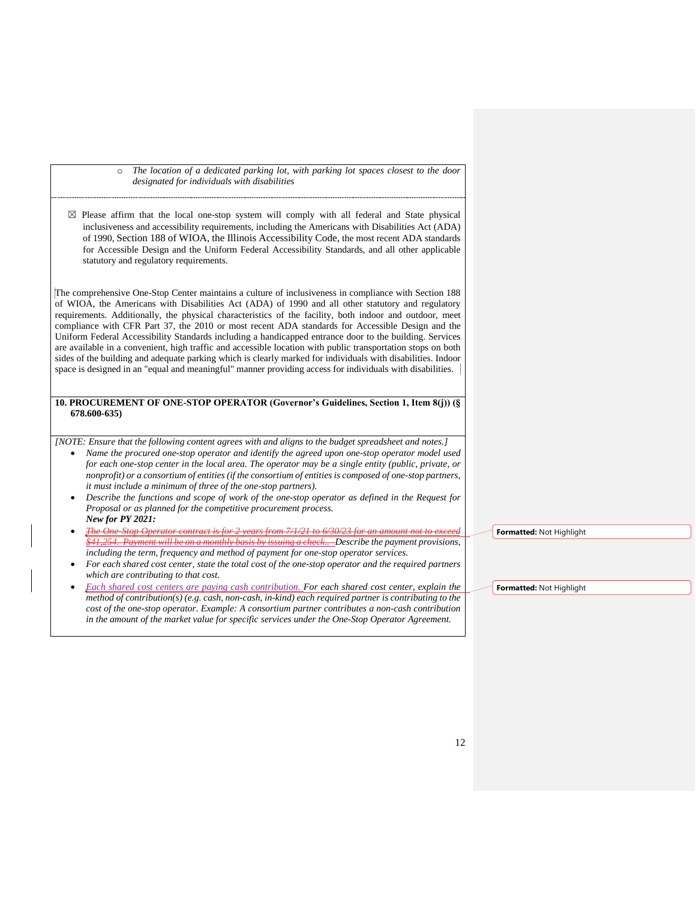- *The location of a dedicated parking lot, with parking lot spaces closest to the door designated for individuals with disabilities*

☒ Please affirm that the local one-stop system will comply with all federal and State physical inclusiveness and accessibility requirements, including the Americans with Disabilities Act (ADA) of 1990, Section 188 of WIOA, the Illinois Accessibility Code, the most recent ADA standards for Accessible Design and the Uniform Federal Accessibility Standards, and all other applicable statutory and regulatory requirements.

The comprehensive One-Stop Center maintains a culture of inclusiveness in compliance with Section 188 of WIOA, the Americans with Disabilities Act (ADA) of 1990 and all other statutory and regulatory requirements. Additionally, the physical characteristics of the facility, both indoor and outdoor, meet compliance with CFR Part 37, the 2010 or most recent ADA standards for Accessible Design and the Uniform Federal Accessibility Standards including a handicapped entrance door to the building. Services are available in a convenient, high traffic and accessible location with public transportation stops on both sides of the building and adequate parking which is clearly marked for individuals with disabilities. Indoor space is designed in an "equal and meaningful" manner providing access for individuals with disabilities.

**10. PROCUREMENT OF ONE-STOP OPERATOR (Governor's Guidelines, Section 1, Item 8(j)) (§ 678.600-635)**

*[NOTE: Ensure that the following content agrees with and aligns to the budget spreadsheet and notes.]*

- *Name the procured one-stop operator and identify the agreed upon one-stop operator model used for each one-stop center in the local area. The operator may be a single entity (public, private, or nonprofit) or a consortium of entities (if the consortium of entities is composed of one-stop partners, it must include a minimum of three of the one-stop partners).*
- *Describe the functions and scope of work of the one-stop operator as defined in the Request for Proposal or as planned for the competitive procurement process.*

***New for PY 2021:***

- ~~*The One-Stop Operator contract is for 2 years from 7/1/21 to 6/30/23 for an amount not to exceed $41,254. Payment will be on a monthly basis by issuing a check..*~~ *Describe the payment provisions, including the term, frequency and method of payment for one-stop operator services.*
- *For each shared cost center, state the total cost of the one-stop operator and the required partners which are contributing to that cost.*
- *Each shared cost centers are paying cash contribution. For each shared cost center, explain the method of contribution(s) (e.g. cash, non-cash, in-kind) each required partner is contributing to the cost of the one-stop operator. Example: A consortium partner contributes a non-cash contribution in the amount of the market value for specific services under the One-Stop Operator Agreement.*

**Formatted:** Not Highlight

**Formatted:** Not Highlight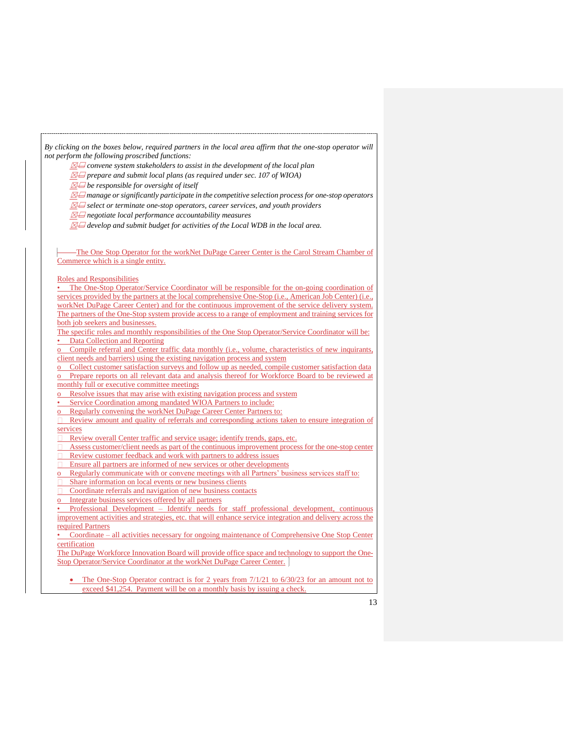*By clicking on the boxes below, required partners in the local area affirm that the one-stop operator will not perform the following proscribed functions:*

- ☒ *convene system stakeholders to assist in the development of the local plan*
- ☒ *prepare and submit local plans (as required under sec. 107 of WIOA)*
- ☒ *be responsible for oversight of itself*
- ☒ *manage or significantly participate in the competitive selection process for one-stop operators*
- ☒ *select or terminate one-stop operators, career services, and youth providers*
- ☒ *negotiate local performance accountability measures*
- ☒ *develop and submit budget for activities of the Local WDB in the local area.*

The One Stop Operator for the workNet DuPage Career Center is the Carol Stream Chamber of Commerce which is a single entity.

Roles and Responsibilities

- The One-Stop Operator/Service Coordinator will be responsible for the on-going coordination of services provided by the partners at the local comprehensive One-Stop (i.e., American Job Center) (i.e., workNet DuPage Career Center) and for the continuous improvement of the service delivery system. The partners of the One-Stop system provide access to a range of employment and training services for both job seekers and businesses.

The specific roles and monthly responsibilities of the One Stop Operator/Service Coordinator will be:

- Data Collection and Reporting
  - Compile referral and Center traffic data monthly (i.e., volume, characteristics of new inquirants, client needs and barriers) using the existing navigation process and system
  - Collect customer satisfaction surveys and follow up as needed, compile customer satisfaction data
  - Prepare reports on all relevant data and analysis thereof for Workforce Board to be reviewed at monthly full or executive committee meetings
  - Resolve issues that may arise with existing navigation process and system
- Service Coordination among mandated WIOA Partners to include:
  - Regularly convening the workNet DuPage Career Center Partners to:
    - Review amount and quality of referrals and corresponding actions taken to ensure integration of services
    - Review overall Center traffic and service usage; identify trends, gaps, etc.
    - Assess customer/client needs as part of the continuous improvement process for the one-stop center
    - Review customer feedback and work with partners to address issues
    - Ensure all partners are informed of new services or other developments
  - Regularly communicate with or convene meetings with all Partners' business services staff to:
    - Share information on local events or new business clients
    - Coordinate referrals and navigation of new business contacts
  - Integrate business services offered by all partners
- Professional Development – Identify needs for staff professional development, continuous improvement activities and strategies, etc. that will enhance service integration and delivery across the required Partners
- Coordinate – all activities necessary for ongoing maintenance of Comprehensive One Stop Center certification

The DuPage Workforce Innovation Board will provide office space and technology to support the One-Stop Operator/Service Coordinator at the workNet DuPage Career Center.

- The One-Stop Operator contract is for 2 years from 7/1/21 to 6/30/23 for an amount not to exceed $41,254. Payment will be on a monthly basis by issuing a check.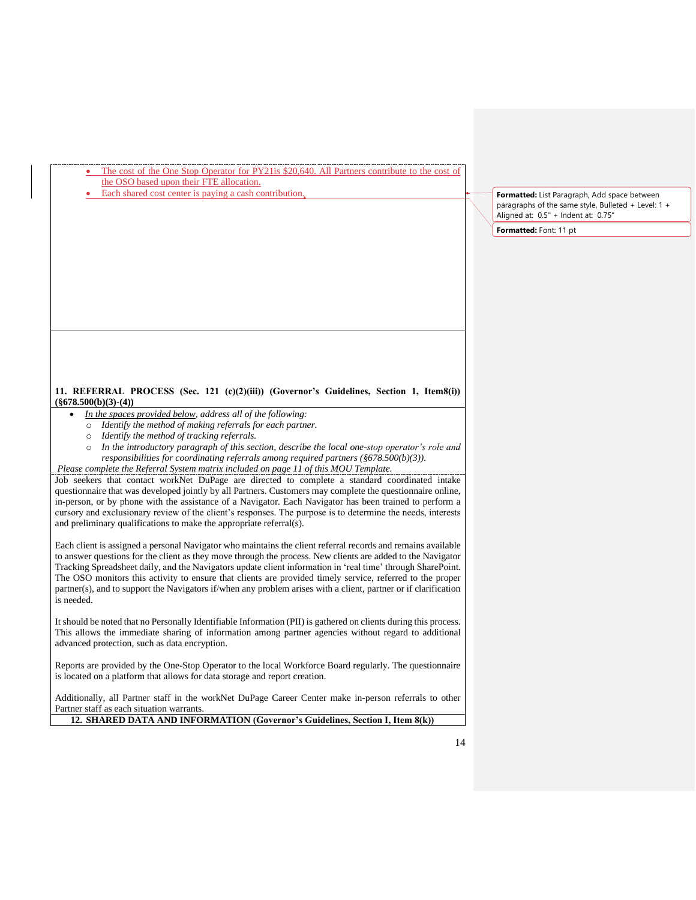- The cost of the One Stop Operator for PY21is $20,640. All Partners contribute to the cost of the OSO based upon their FTE allocation.
- Each shared cost center is paying a cash contribution.

**11. REFERRAL PROCESS (Sec. 121 (c)(2)(iii)) (Governor's Guidelines, Section 1, Item8(i)) (§678.500(b)(3)-(4))**

- *In the spaces provided below, address all of the following:*
  - *Identify the method of making referrals for each partner.*
  - *Identify the method of tracking referrals.*
  - *In the introductory paragraph of this section, describe the local one-stop operator's role and responsibilities for coordinating referrals among required partners (§678.500(b)(3)).*

*Please complete the Referral System matrix included on page 11 of this MOU Template.*

Job seekers that contact workNet DuPage are directed to complete a standard coordinated intake questionnaire that was developed jointly by all Partners. Customers may complete the questionnaire online, in-person, or by phone with the assistance of a Navigator. Each Navigator has been trained to perform a cursory and exclusionary review of the client's responses. The purpose is to determine the needs, interests and preliminary qualifications to make the appropriate referral(s).

Each client is assigned a personal Navigator who maintains the client referral records and remains available to answer questions for the client as they move through the process. New clients are added to the Navigator Tracking Spreadsheet daily, and the Navigators update client information in 'real time' through SharePoint. The OSO monitors this activity to ensure that clients are provided timely service, referred to the proper partner(s), and to support the Navigators if/when any problem arises with a client, partner or if clarification is needed.

It should be noted that no Personally Identifiable Information (PII) is gathered on clients during this process. This allows the immediate sharing of information among partner agencies without regard to additional advanced protection, such as data encryption.

Reports are provided by the One-Stop Operator to the local Workforce Board regularly. The questionnaire is located on a platform that allows for data storage and report creation.

Additionally, all Partner staff in the workNet DuPage Career Center make in-person referrals to other Partner staff as each situation warrants.

**12. SHARED DATA AND INFORMATION (Governor's Guidelines, Section I, Item 8(k))**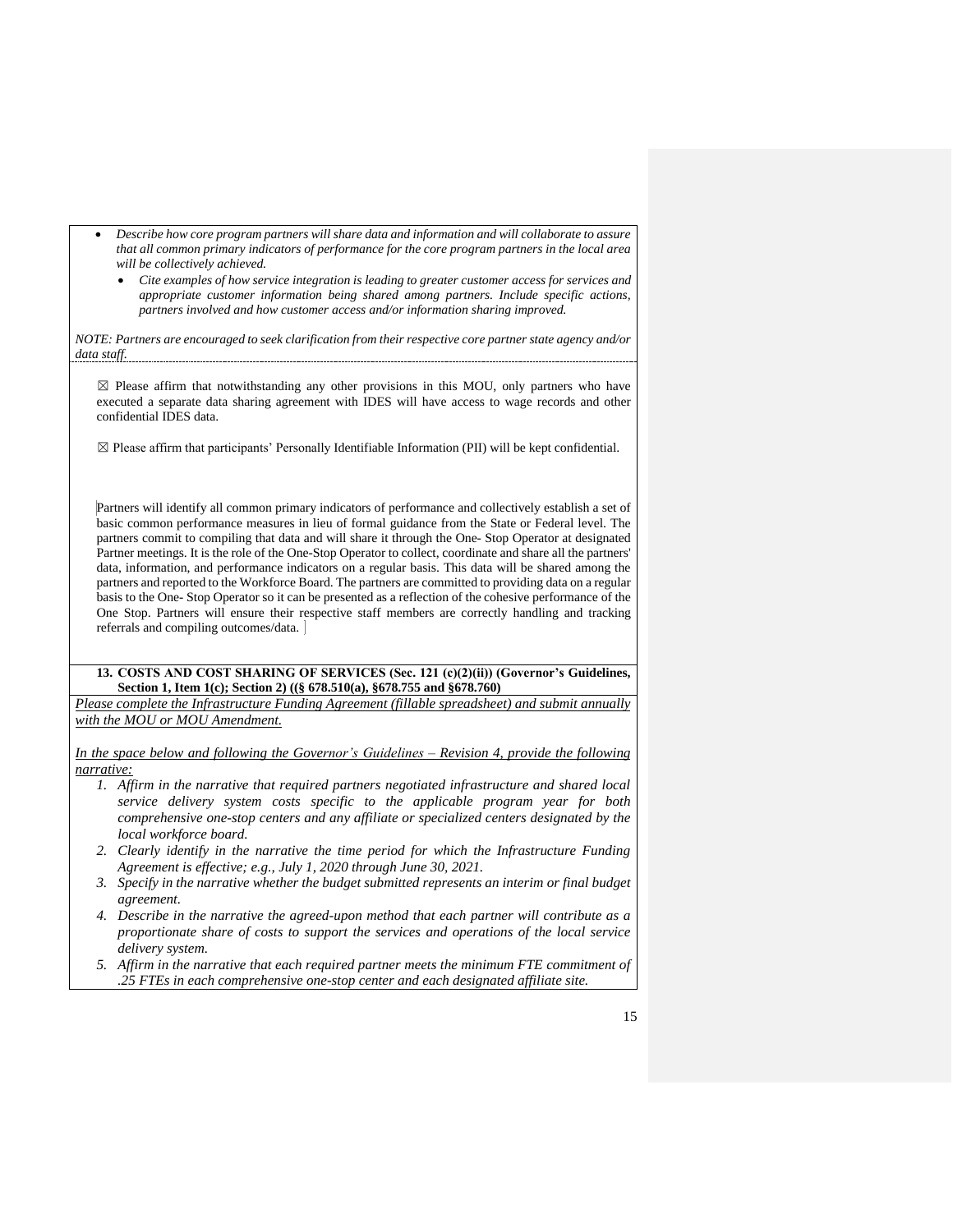- *Describe how core program partners will share data and information and will collaborate to assure that all common primary indicators of performance for the core program partners in the local area will be collectively achieved.*
  - *Cite examples of how service integration is leading to greater customer access for services and appropriate customer information being shared among partners. Include specific actions, partners involved and how customer access and/or information sharing improved.*

*NOTE: Partners are encouraged to seek clarification from their respective core partner state agency and/or data staff.*

☒ Please affirm that notwithstanding any other provisions in this MOU, only partners who have executed a separate data sharing agreement with IDES will have access to wage records and other confidential IDES data.

☒ Please affirm that participants' Personally Identifiable Information (PII) will be kept confidential.

Partners will identify all common primary indicators of performance and collectively establish a set of basic common performance measures in lieu of formal guidance from the State or Federal level. The partners commit to compiling that data and will share it through the One- Stop Operator at designated Partner meetings. It is the role of the One-Stop Operator to collect, coordinate and share all the partners' data, information, and performance indicators on a regular basis. This data will be shared among the partners and reported to the Workforce Board. The partners are committed to providing data on a regular basis to the One- Stop Operator so it can be presented as a reflection of the cohesive performance of the One Stop. Partners will ensure their respective staff members are correctly handling and tracking referrals and compiling outcomes/data.

**13. COSTS AND COST SHARING OF SERVICES (Sec. 121 (c)(2)(ii)) (Governor's Guidelines, Section 1, Item 1(c); Section 2) ((§ 678.510(a), §678.755 and §678.760)**

*Please complete the Infrastructure Funding Agreement (fillable spreadsheet) and submit annually with the MOU or MOU Amendment.*

*In the space below and following the Governor's Guidelines – Revision 4, provide the following narrative:*

1. *Affirm in the narrative that required partners negotiated infrastructure and shared local service delivery system costs specific to the applicable program year for both comprehensive one-stop centers and any affiliate or specialized centers designated by the local workforce board.*
2. *Clearly identify in the narrative the time period for which the Infrastructure Funding Agreement is effective; e.g., July 1, 2020 through June 30, 2021.*
3. *Specify in the narrative whether the budget submitted represents an interim or final budget agreement.*
4. *Describe in the narrative the agreed-upon method that each partner will contribute as a proportionate share of costs to support the services and operations of the local service delivery system.*
5. *Affirm in the narrative that each required partner meets the minimum FTE commitment of .25 FTEs in each comprehensive one-stop center and each designated affiliate site.*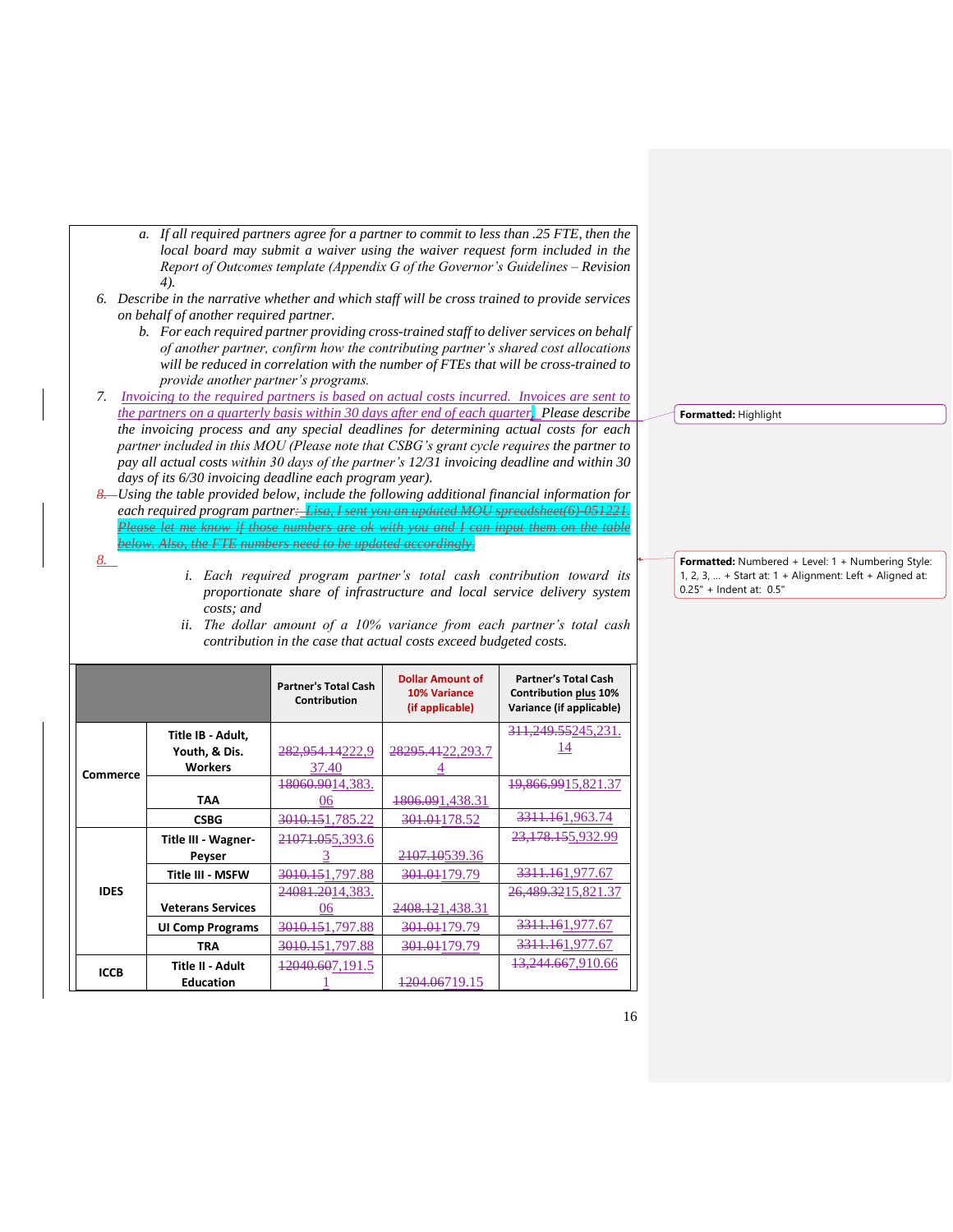a. *If all required partners agree for a partner to commit to less than .25 FTE, then the local board may submit a waiver using the waiver request form included in the Report of Outcomes template (Appendix G of the Governor's Guidelines – Revision 4).*

6. *Describe in the narrative whether and which staff will be cross trained to provide services on behalf of another required partner.*
    b. *For each required partner providing cross-trained staff to deliver services on behalf of another partner, confirm how the contributing partner's shared cost allocations will be reduced in correlation with the number of FTEs that will be cross-trained to provide another partner's programs.*

7. *Invoicing to the required partners is based on actual costs incurred. Invoices are sent to the partners on a quarterly basis within 30 days after end of each quarter. Please describe the invoicing process and any special deadlines for determining actual costs for each partner included in this MOU (Please note that CSBG's grant cycle requires the partner to pay all actual costs within 30 days of the partner's 12/31 invoicing deadline and within 30 days of its 6/30 invoicing deadline each program year).*

8. *Using the table provided below, include the following additional financial information for each required program partner: ~~Lisa, I sent you an updated MOU spreadsheet(6)-051221. Please let me know if those numbers are ok with you and I can input them on the table below. Also, the FTE numbers need to be updated accordingly.~~*
    i. *Each required program partner's total cash contribution toward its proportionate share of infrastructure and local service delivery system costs; and*
    ii. *The dollar amount of a 10% variance from each partner's total cash contribution in the case that actual costs exceed budgeted costs.*

| | | Partner's Total Cash Contribution | Dollar Amount of 10% Variance (if applicable) | Partner's Total Cash Contribution plus 10% Variance (if applicable) |
|---|---|---|---|---|
| Commerce | Title IB - Adult, Youth, & Dis. Workers | ~~282,954.14~~222,937.40 | ~~28295.41~~22,293.74 | ~~311,249.55~~245,231.14 |
| | TAA | ~~18060.90~~14,383.06 | ~~1806.09~~1,438.31 | ~~19,866.99~~15,821.37 |
| | CSBG | ~~3010.15~~1,785.22 | ~~301.01~~178.52 | ~~3311.16~~1,963.74 |
| IDES | Title III - Wagner-Peyser | ~~21071.05~~5,393.63 | ~~2107.10~~539.36 | ~~23,178.15~~5,932.99 |
| | Title III - MSFW | ~~3010.15~~1,797.88 | ~~301.01~~179.79 | ~~3311.16~~1,977.67 |
| | Veterans Services | ~~24081.20~~14,383.06 | ~~2408.12~~1,438.31 | ~~26,489.32~~15,821.37 |
| | UI Comp Programs | ~~3010.15~~1,797.88 | ~~301.01~~179.79 | ~~3311.16~~1,977.67 |
| | TRA | ~~3010.15~~1,797.88 | ~~301.01~~179.79 | ~~3311.16~~1,977.67 |
| ICCB | Title II - Adult Education | ~~12040.60~~7,191.51 | ~~1204.06~~719.15 | ~~13,244.66~~7,910.66 |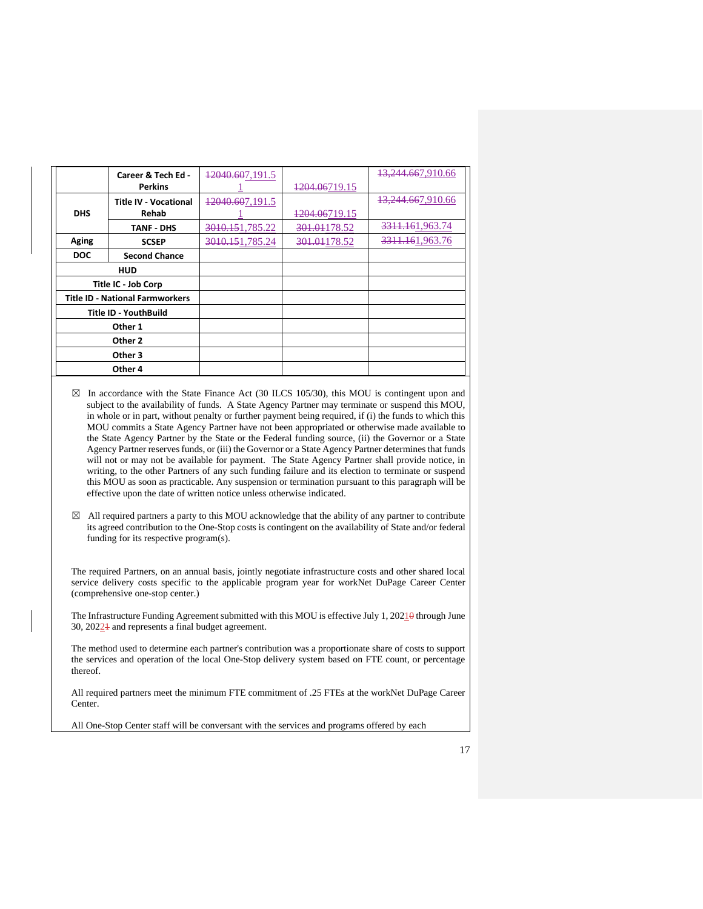| | | | | |
|---|---|---|---|---|
| | Career & Tech Ed - Perkins | ~~12040.60~~7,191.51 | ~~1204.06~~719.15 | ~~13,244.66~~7,910.66 |
| DHS | Title IV - Vocational Rehab | ~~12040.60~~7,191.51 | ~~1204.06~~719.15 | ~~13,244.66~~7,910.66 |
| | TANF - DHS | ~~3010.15~~1,785.22 | ~~301.01~~178.52 | ~~3311.16~~1,963.74 |
| Aging | SCSEP | ~~3010.15~~1,785.24 | ~~301.01~~178.52 | ~~3311.16~~1,963.76 |
| DOC | Second Chance | | | |
| HUD | | | | |
| Title IC - Job Corp | | | | |
| Title ID - National Farmworkers | | | | |
| Title ID - YouthBuild | | | | |
| Other 1 | | | | |
| Other 2 | | | | |
| Other 3 | | | | |
| Other 4 | | | | |

☒ In accordance with the State Finance Act (30 ILCS 105/30), this MOU is contingent upon and subject to the availability of funds. A State Agency Partner may terminate or suspend this MOU, in whole or in part, without penalty or further payment being required, if (i) the funds to which this MOU commits a State Agency Partner have not been appropriated or otherwise made available to the State Agency Partner by the State or the Federal funding source, (ii) the Governor or a State Agency Partner reserves funds, or (iii) the Governor or a State Agency Partner determines that funds will not or may not be available for payment. The State Agency Partner shall provide notice, in writing, to the other Partners of any such funding failure and its election to terminate or suspend this MOU as soon as practicable. Any suspension or termination pursuant to this paragraph will be effective upon the date of written notice unless otherwise indicated.

☒ All required partners a party to this MOU acknowledge that the ability of any partner to contribute its agreed contribution to the One-Stop costs is contingent on the availability of State and/or federal funding for its respective program(s).

The required Partners, on an annual basis, jointly negotiate infrastructure costs and other shared local service delivery costs specific to the applicable program year for workNet DuPage Career Center (comprehensive one-stop center.)

The Infrastructure Funding Agreement submitted with this MOU is effective July 1, 2021~~0~~ through June 30, 2022~~1~~ and represents a final budget agreement.

The method used to determine each partner's contribution was a proportionate share of costs to support the services and operation of the local One-Stop delivery system based on FTE count, or percentage thereof.

All required partners meet the minimum FTE commitment of .25 FTEs at the workNet DuPage Career Center.

All One-Stop Center staff will be conversant with the services and programs offered by each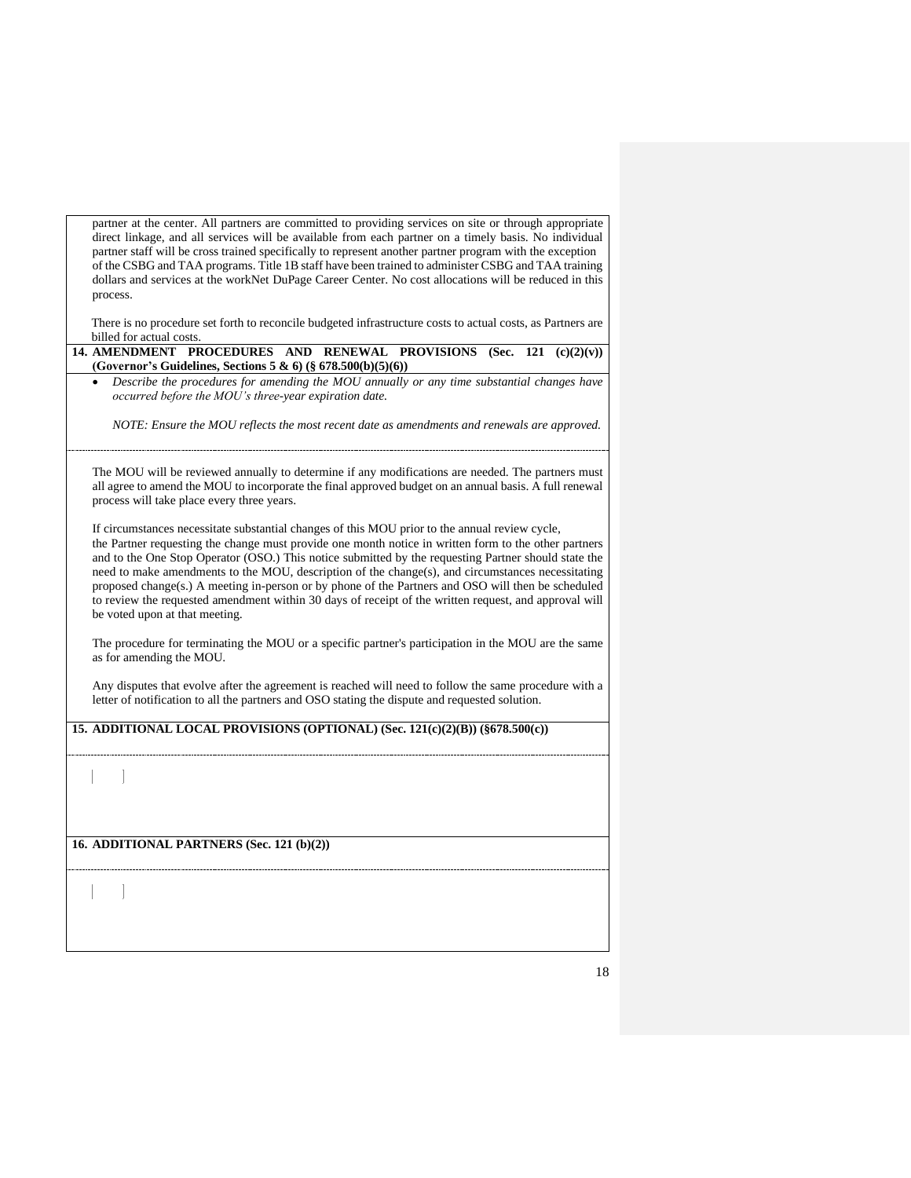partner at the center. All partners are committed to providing services on site or through appropriate direct linkage, and all services will be available from each partner on a timely basis. No individual partner staff will be cross trained specifically to represent another partner program with the exception of the CSBG and TAA programs. Title 1B staff have been trained to administer CSBG and TAA training dollars and services at the workNet DuPage Career Center. No cost allocations will be reduced in this process.

There is no procedure set forth to reconcile budgeted infrastructure costs to actual costs, as Partners are billed for actual costs.

**14. AMENDMENT PROCEDURES AND RENEWAL PROVISIONS (Sec. 121 (c)(2)(v)) (Governor's Guidelines, Sections 5 & 6) (§ 678.500(b)(5)(6))**

- *Describe the procedures for amending the MOU annually or any time substantial changes have occurred before the MOU's three-year expiration date.*

*NOTE: Ensure the MOU reflects the most recent date as amendments and renewals are approved.*

The MOU will be reviewed annually to determine if any modifications are needed. The partners must all agree to amend the MOU to incorporate the final approved budget on an annual basis. A full renewal process will take place every three years.

If circumstances necessitate substantial changes of this MOU prior to the annual review cycle, the Partner requesting the change must provide one month notice in written form to the other partners and to the One Stop Operator (OSO.) This notice submitted by the requesting Partner should state the need to make amendments to the MOU, description of the change(s), and circumstances necessitating proposed change(s.) A meeting in-person or by phone of the Partners and OSO will then be scheduled to review the requested amendment within 30 days of receipt of the written request, and approval will be voted upon at that meeting.

The procedure for terminating the MOU or a specific partner's participation in the MOU are the same as for amending the MOU.

Any disputes that evolve after the agreement is reached will need to follow the same procedure with a letter of notification to all the partners and OSO stating the dispute and requested solution.

**15. ADDITIONAL LOCAL PROVISIONS (OPTIONAL) (Sec. 121(c)(2)(B)) (§678.500(c))**

**16. ADDITIONAL PARTNERS (Sec. 121 (b)(2))**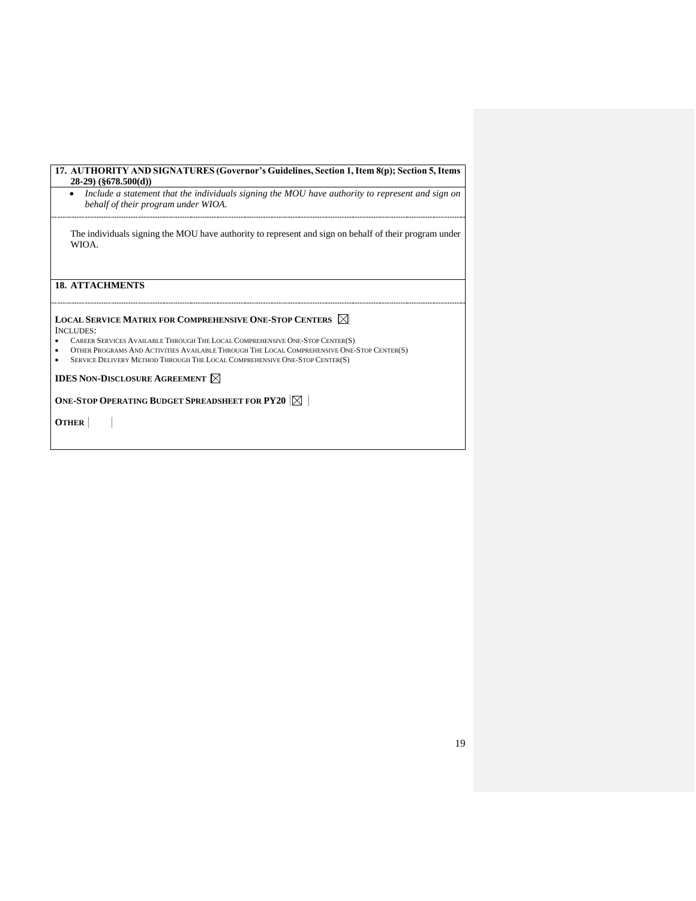## 17. AUTHORITY AND SIGNATURES (Governor's Guidelines, Section 1, Item 8(p); Section 5, Items 28-29) (§678.500(d))

- *Include a statement that the individuals signing the MOU have authority to represent and sign on behalf of their program under WIOA.*

The individuals signing the MOU have authority to represent and sign on behalf of their program under WIOA.

## 18. ATTACHMENTS

**LOCAL SERVICE MATRIX FOR COMPREHENSIVE ONE-STOP CENTERS** ☒

INCLUDES:

- CAREER SERVICES AVAILABLE THROUGH THE LOCAL COMPREHENSIVE ONE-STOP CENTER(S)
- OTHER PROGRAMS AND ACTIVITIES AVAILABLE THROUGH THE LOCAL COMPREHENSIVE ONE-STOP CENTER(S)
- SERVICE DELIVERY METHOD THROUGH THE LOCAL COMPREHENSIVE ONE-STOP CENTER(S)

**IDES NON-DISCLOSURE AGREEMENT** ☒

**ONE-STOP OPERATING BUDGET SPREADSHEET FOR PY20** ☒

**OTHER**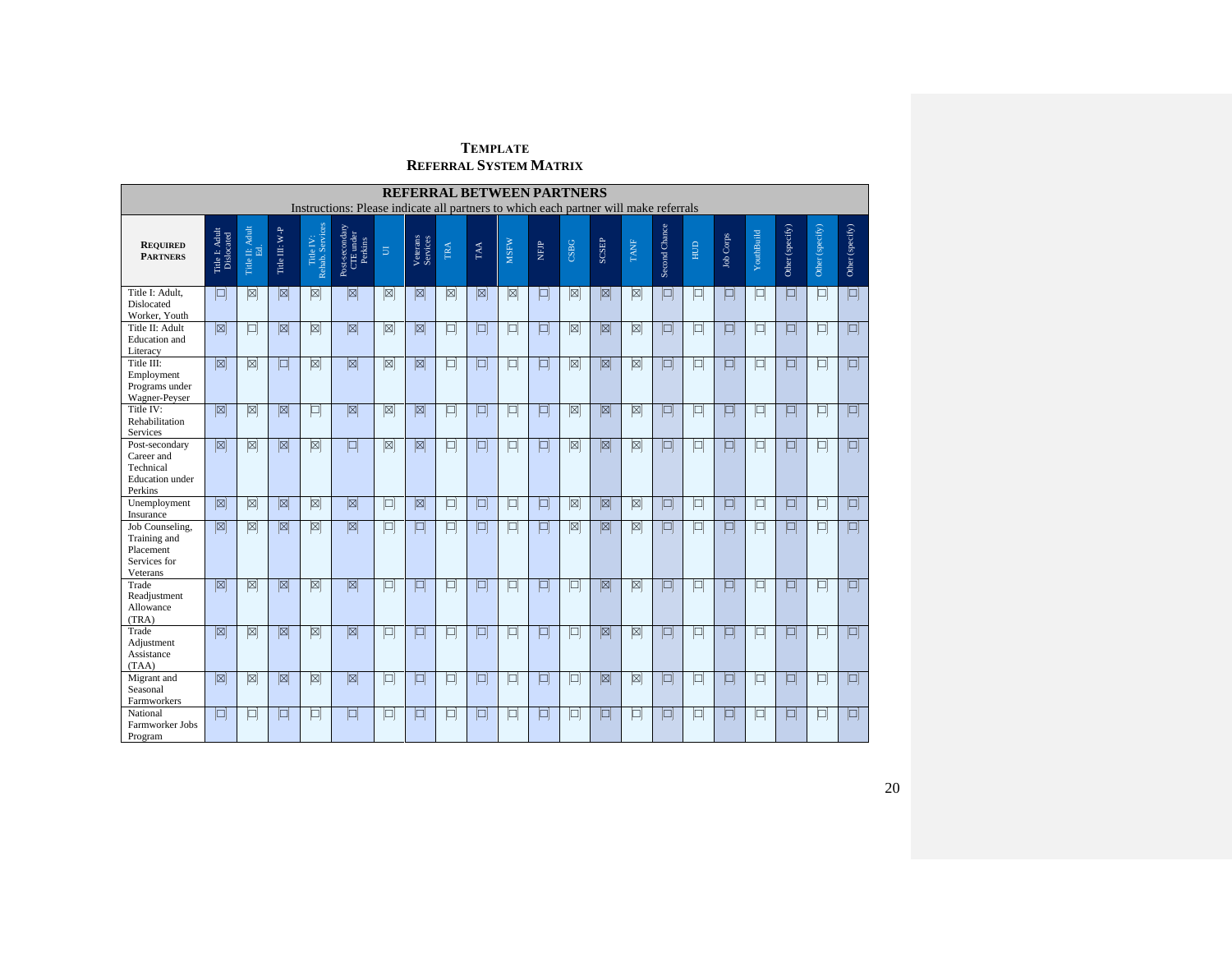# TEMPLATE
## REFERRAL SYSTEM MATRIX

| REFERRAL BETWEEN PARTNERS<br>Instructions: Please indicate all partners to which each partner will make referrals | | | | | | | | | | | | | | | | | | | | | | |
|---|---|---|---|---|---|---|---|---|---|---|---|---|---|---|---|---|---|---|---|---|---|---|
| **REQUIRED PARTNERS** | Title I: Adult Dislocated | Title II: Adult Ed. | Title III: W-P | Title IV: Rehab. Services | Post-secondary CTE under Perkins | UI | Veterans Services | TRA | TAA | MSFW | NFJP | CSBG | SCSEP | TANF | Second Chance | HUD | Job Corps | YouthBuild | Other (specify) | Other (specify) | Other (specify) |
| Title I: Adult, Dislocated Worker, Youth | ☐ | ☒ | ☒ | ☒ | ☒ | ☒ | ☒ | ☒ | ☒ | ☒ | ☐ | ☒ | ☒ | ☒ | ☐ | ☐ | ☐ | ☐ | ☐ | ☐ | ☐ |
| Title II: Adult Education and Literacy | ☒ | ☐ | ☒ | ☒ | ☒ | ☒ | ☒ | ☐ | ☐ | ☐ | ☐ | ☒ | ☒ | ☒ | ☐ | ☐ | ☐ | ☐ | ☐ | ☐ | ☐ |
| Title III: Employment Programs under Wagner-Peyser | ☒ | ☒ | ☐ | ☒ | ☒ | ☒ | ☒ | ☐ | ☐ | ☐ | ☐ | ☒ | ☒ | ☒ | ☐ | ☐ | ☐ | ☐ | ☐ | ☐ | ☐ |
| Title IV: Rehabilitation Services | ☒ | ☒ | ☒ | ☐ | ☒ | ☒ | ☒ | ☐ | ☐ | ☐ | ☐ | ☒ | ☒ | ☒ | ☐ | ☐ | ☐ | ☐ | ☐ | ☐ | ☐ |
| Post-secondary Career and Technical Education under Perkins | ☒ | ☒ | ☒ | ☒ | ☐ | ☒ | ☒ | ☐ | ☐ | ☐ | ☐ | ☒ | ☒ | ☒ | ☐ | ☐ | ☐ | ☐ | ☐ | ☐ | ☐ |
| Unemployment Insurance | ☒ | ☒ | ☒ | ☒ | ☒ | ☐ | ☒ | ☐ | ☐ | ☐ | ☐ | ☒ | ☒ | ☒ | ☐ | ☐ | ☐ | ☐ | ☐ | ☐ | ☐ |
| Job Counseling, Training and Placement Services for Veterans | ☒ | ☒ | ☒ | ☒ | ☒ | ☐ | ☐ | ☐ | ☐ | ☐ | ☐ | ☒ | ☒ | ☒ | ☐ | ☐ | ☐ | ☐ | ☐ | ☐ | ☐ |
| Trade Readjustment Allowance (TRA) | ☒ | ☒ | ☒ | ☒ | ☒ | ☐ | ☐ | ☐ | ☐ | ☐ | ☐ | ☐ | ☒ | ☒ | ☐ | ☐ | ☐ | ☐ | ☐ | ☐ | ☐ |
| Trade Adjustment Assistance (TAA) | ☒ | ☒ | ☒ | ☒ | ☒ | ☐ | ☐ | ☐ | ☐ | ☐ | ☐ | ☐ | ☒ | ☒ | ☐ | ☐ | ☐ | ☐ | ☐ | ☐ | ☐ |
| Migrant and Seasonal Farmworkers | ☒ | ☒ | ☒ | ☒ | ☒ | ☐ | ☐ | ☐ | ☐ | ☐ | ☐ | ☐ | ☒ | ☒ | ☐ | ☐ | ☐ | ☐ | ☐ | ☐ | ☐ |
| National Farmworker Jobs Program | ☐ | ☐ | ☐ | ☐ | ☐ | ☐ | ☐ | ☐ | ☐ | ☐ | ☐ | ☐ | ☐ | ☐ | ☐ | ☐ | ☐ | ☐ | ☐ | ☐ | ☐ |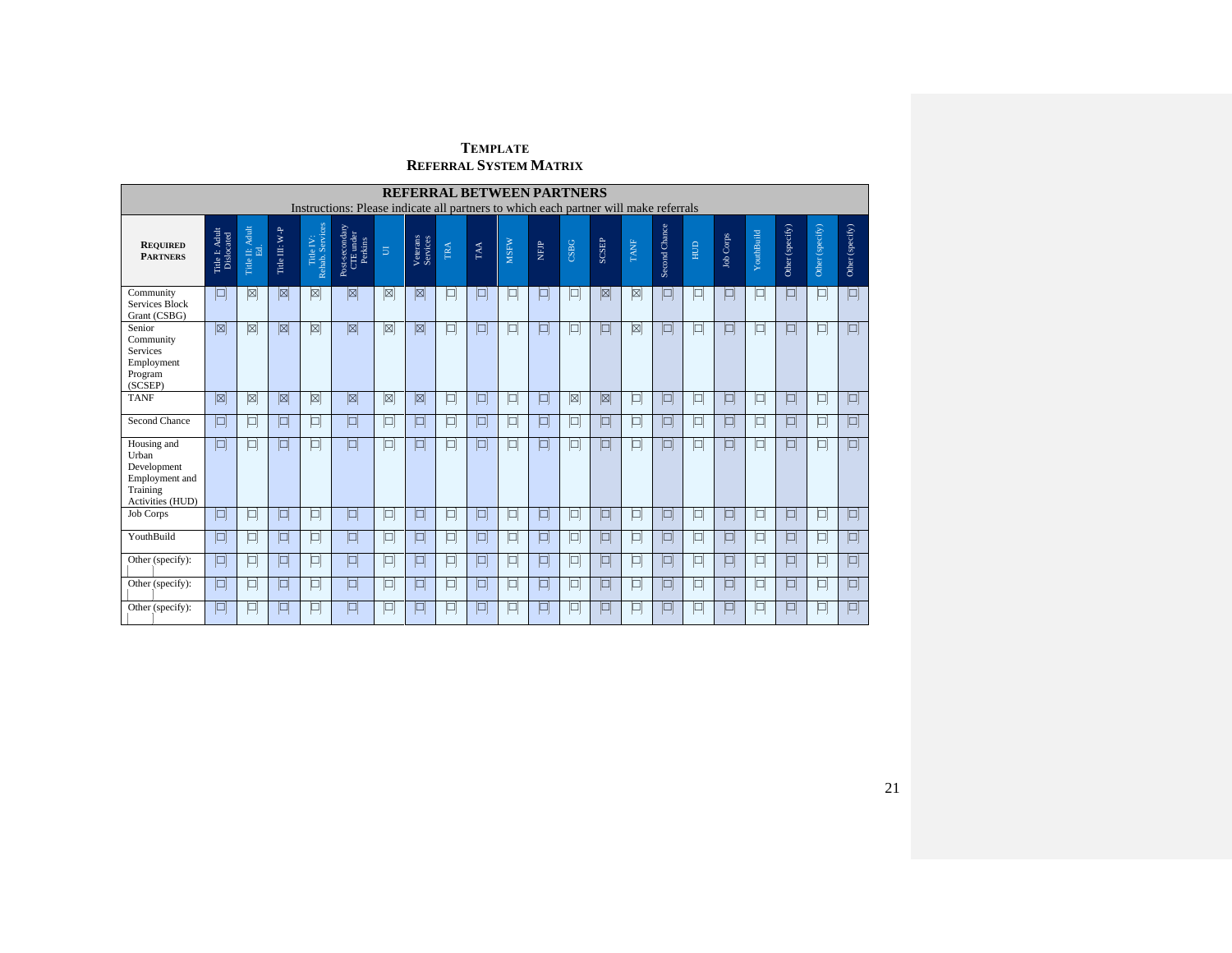# TEMPLATE
# REFERRAL SYSTEM MATRIX

| **REFERRAL BETWEEN PARTNERS**<br>Instructions: Please indicate all partners to which each partner will make referrals | | | | | | | | | | | | | | | | | | | | | |
|---|---|---|---|---|---|---|---|---|---|---|---|---|---|---|---|---|---|---|---|---|---|
| **REQUIRED PARTNERS** | Title I: Adult Dislocated | Title II: Adult Ed. | Title III: W-P | Title IV: Rehab. Services | Post-secondary CTE under Perkins | UI | Veterans Services | TRA | TAA | MSFW | NFJP | CSBG | SCSEP | TANF | Second Chance | HUD | Job Corps | YouthBuild | Other (specify) | Other (specify) | Other (specify) |
| Community Services Block Grant (CSBG) | ☐ | ☒ | ☒ | ☒ | ☒ | ☒ | ☒ | ☐ | ☐ | ☐ | ☐ | ☐ | ☒ | ☒ | ☐ | ☐ | ☐ | ☐ | ☐ | ☐ | ☐ |
| Senior Community Services Employment Program (SCSEP) | ☒ | ☒ | ☒ | ☒ | ☒ | ☒ | ☒ | ☐ | ☐ | ☐ | ☐ | ☐ | ☐ | ☒ | ☐ | ☐ | ☐ | ☐ | ☐ | ☐ | ☐ |
| TANF | ☒ | ☒ | ☒ | ☒ | ☒ | ☒ | ☒ | ☐ | ☐ | ☐ | ☐ | ☒ | ☒ | ☐ | ☐ | ☐ | ☐ | ☐ | ☐ | ☐ | ☐ |
| Second Chance | ☐ | ☐ | ☐ | ☐ | ☐ | ☐ | ☐ | ☐ | ☐ | ☐ | ☐ | ☐ | ☐ | ☐ | ☐ | ☐ | ☐ | ☐ | ☐ | ☐ | ☐ |
| Housing and Urban Development Employment and Training Activities (HUD) | ☐ | ☐ | ☐ | ☐ | ☐ | ☐ | ☐ | ☐ | ☐ | ☐ | ☐ | ☐ | ☐ | ☐ | ☐ | ☐ | ☐ | ☐ | ☐ | ☐ | ☐ |
| Job Corps | ☐ | ☐ | ☐ | ☐ | ☐ | ☐ | ☐ | ☐ | ☐ | ☐ | ☐ | ☐ | ☐ | ☐ | ☐ | ☐ | ☐ | ☐ | ☐ | ☐ | ☐ |
| YouthBuild | ☐ | ☐ | ☐ | ☐ | ☐ | ☐ | ☐ | ☐ | ☐ | ☐ | ☐ | ☐ | ☐ | ☐ | ☐ | ☐ | ☐ | ☐ | ☐ | ☐ | ☐ |
| Other (specify): | ☐ | ☐ | ☐ | ☐ | ☐ | ☐ | ☐ | ☐ | ☐ | ☐ | ☐ | ☐ | ☐ | ☐ | ☐ | ☐ | ☐ | ☐ | ☐ | ☐ | ☐ |
| Other (specify): | ☐ | ☐ | ☐ | ☐ | ☐ | ☐ | ☐ | ☐ | ☐ | ☐ | ☐ | ☐ | ☐ | ☐ | ☐ | ☐ | ☐ | ☐ | ☐ | ☐ | ☐ |
| Other (specify): | ☐ | ☐ | ☐ | ☐ | ☐ | ☐ | ☐ | ☐ | ☐ | ☐ | ☐ | ☐ | ☐ | ☐ | ☐ | ☐ | ☐ | ☐ | ☐ | ☐ | ☐ |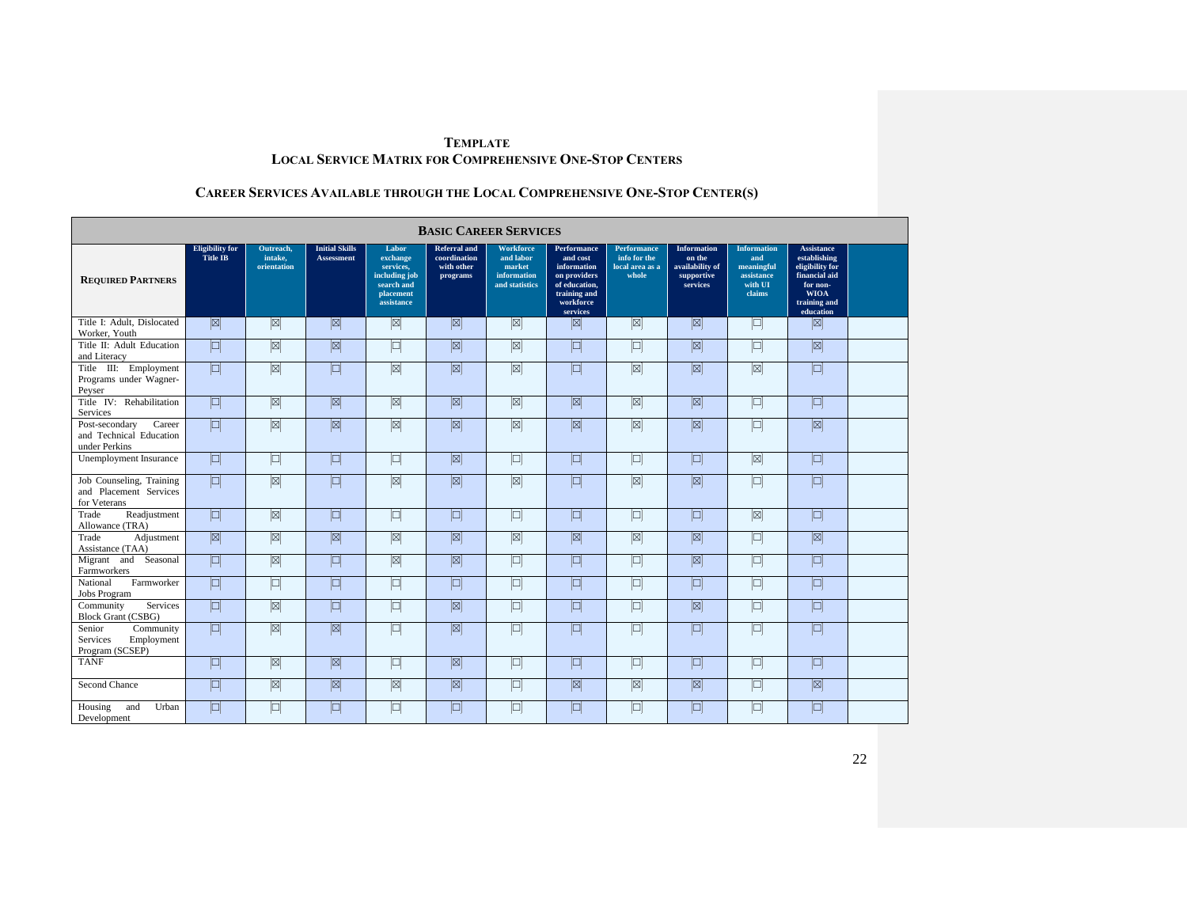**TEMPLATE**
**LOCAL SERVICE MATRIX FOR COMPREHENSIVE ONE-STOP CENTERS**

**CAREER SERVICES AVAILABLE THROUGH THE LOCAL COMPREHENSIVE ONE-STOP CENTER(S)**

| **BASIC CAREER SERVICES** | | | | | | | | | | | | |
|---|---|---|---|---|---|---|---|---|---|---|---|---|
| **REQUIRED PARTNERS** | Eligibility for Title IB | Outreach, intake, orientation | Initial Skills Assessment | Labor exchange services, including job search and placement assistance | Referral and coordination with other programs | Workforce and labor market information and statistics | Performance and cost information on providers of education, training and workforce services | Performance info for the local area as a whole | Information on the availability of supportive services | Information and meaningful assistance with UI claims | Assistance establishing eligibility for financial aid for non-WIOA training and education | |
| Title I: Adult, Dislocated Worker, Youth | ☒ | ☒ | ☒ | ☒ | ☒ | ☒ | ☒ | ☒ | ☒ | ☐ | ☒ | |
| Title II: Adult Education and Literacy | ☐ | ☒ | ☒ | ☐ | ☒ | ☒ | ☐ | ☐ | ☒ | ☐ | ☒ | |
| Title III: Employment Programs under Wagner-Peyser | ☐ | ☒ | ☐ | ☒ | ☒ | ☒ | ☐ | ☒ | ☒ | ☒ | ☐ | |
| Title IV: Rehabilitation Services | ☐ | ☒ | ☒ | ☒ | ☒ | ☒ | ☒ | ☒ | ☒ | ☐ | ☐ | |
| Post-secondary Career and Technical Education under Perkins | ☐ | ☒ | ☒ | ☒ | ☒ | ☒ | ☒ | ☒ | ☒ | ☐ | ☒ | |
| Unemployment Insurance | ☐ | ☐ | ☐ | ☐ | ☒ | ☐ | ☐ | ☐ | ☐ | ☒ | ☐ | |
| Job Counseling, Training and Placement Services for Veterans | ☐ | ☒ | ☐ | ☒ | ☒ | ☒ | ☐ | ☒ | ☒ | ☐ | ☐ | |
| Trade Readjustment Allowance (TRA) | ☐ | ☒ | ☐ | ☐ | ☐ | ☐ | ☐ | ☐ | ☐ | ☒ | ☐ | |
| Trade Adjustment Assistance (TAA) | ☒ | ☒ | ☒ | ☒ | ☒ | ☒ | ☒ | ☒ | ☒ | ☐ | ☒ | |
| Migrant and Seasonal Farmworkers | ☐ | ☒ | ☐ | ☒ | ☒ | ☐ | ☐ | ☐ | ☒ | ☐ | ☐ | |
| National Farmworker Jobs Program | ☐ | ☐ | ☐ | ☐ | ☐ | ☐ | ☐ | ☐ | ☐ | ☐ | ☐ | |
| Community Services Block Grant (CSBG) | ☐ | ☒ | ☐ | ☐ | ☒ | ☐ | ☐ | ☐ | ☒ | ☐ | ☐ | |
| Senior Community Services Employment Program (SCSEP) | ☐ | ☒ | ☒ | ☐ | ☒ | ☐ | ☐ | ☐ | ☐ | ☐ | ☐ | |
| TANF | ☐ | ☒ | ☒ | ☐ | ☒ | ☐ | ☐ | ☐ | ☐ | ☐ | ☐ | |
| Second Chance | ☐ | ☒ | ☒ | ☒ | ☒ | ☐ | ☒ | ☒ | ☒ | ☐ | ☒ | |
| Housing and Urban Development | ☐ | ☐ | ☐ | ☐ | ☐ | ☐ | ☐ | ☐ | ☐ | ☐ | ☐ | |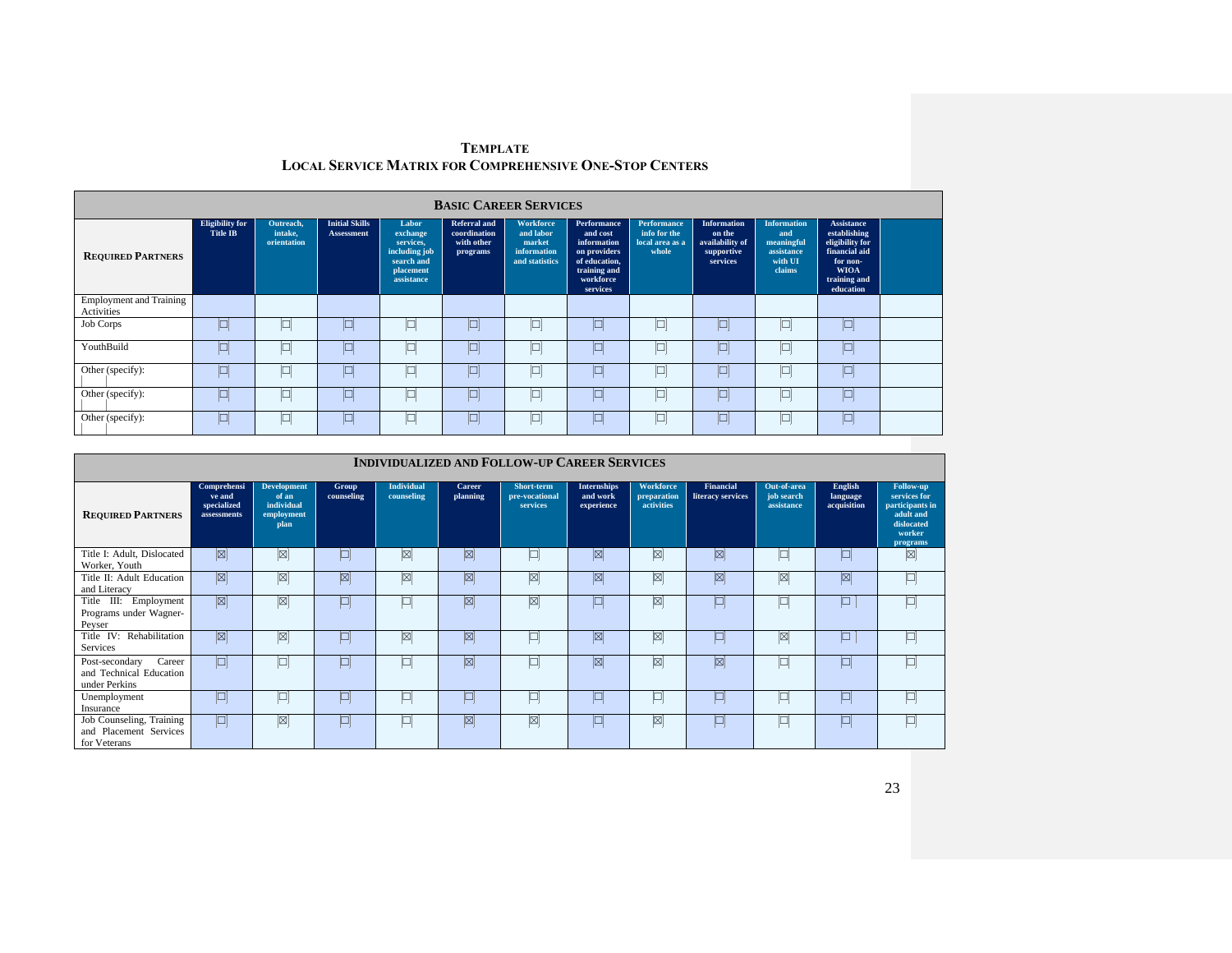**TEMPLATE**
**LOCAL SERVICE MATRIX FOR COMPREHENSIVE ONE-STOP CENTERS**

| **BASIC CAREER SERVICES** | | | | | | | | | | | | |
|---|---|---|---|---|---|---|---|---|---|---|---|---|
| **REQUIRED PARTNERS** | Eligibility for Title IB | Outreach, intake, orientation | Initial Skills Assessment | Labor exchange services, including job search and placement assistance | Referral and coordination with other programs | Workforce and labor market information and statistics | Performance and cost information on providers of education, training and workforce services | Performance info for the local area as a whole | Information on the availability of supportive services | Information and meaningful assistance with UI claims | Assistance establishing eligibility for financial aid for non-WIOA training and education | |
| Employment and Training Activities | | | | | | | | | | | | |
| Job Corps | ☐ | ☐ | ☐ | ☐ | ☐ | ☐ | ☐ | ☐ | ☐ | ☐ | ☐ | |
| YouthBuild | ☐ | ☐ | ☐ | ☐ | ☐ | ☐ | ☐ | ☐ | ☐ | ☐ | ☐ | |
| Other (specify): | ☐ | ☐ | ☐ | ☐ | ☐ | ☐ | ☐ | ☐ | ☐ | ☐ | ☐ | |
| Other (specify): | ☐ | ☐ | ☐ | ☐ | ☐ | ☐ | ☐ | ☐ | ☐ | ☐ | ☐ | |
| Other (specify): | ☐ | ☐ | ☐ | ☐ | ☐ | ☐ | ☐ | ☐ | ☐ | ☐ | ☐ | |

| **INDIVIDUALIZED AND FOLLOW-UP CAREER SERVICES** | | | | | | | | | | | | |
|---|---|---|---|---|---|---|---|---|---|---|---|---|
| **REQUIRED PARTNERS** | Comprehensive and specialized assessments | Development of an individual employment plan | Group counseling | Individual counseling | Career planning | Short-term pre-vocational services | Internships and work experience | Workforce preparation activities | Financial literacy services | Out-of-area job search assistance | English language acquisition | Follow-up services for participants in adult and dislocated worker programs |
| Title I: Adult, Dislocated Worker, Youth | ☒ | ☒ | ☐ | ☒ | ☒ | ☐ | ☒ | ☒ | ☒ | ☐ | ☐ | ☒ |
| Title II: Adult Education and Literacy | ☒ | ☒ | ☒ | ☒ | ☒ | ☒ | ☒ | ☒ | ☒ | ☒ | ☒ | ☐ |
| Title III: Employment Programs under Wagner-Peyser | ☒ | ☒ | ☐ | ☐ | ☒ | ☒ | ☐ | ☒ | ☐ | ☐ | ☐ | ☐ |
| Title IV: Rehabilitation Services | ☒ | ☒ | ☐ | ☒ | ☒ | ☐ | ☒ | ☒ | ☐ | ☒ | ☐ | ☐ |
| Post-secondary Career and Technical Education under Perkins | ☐ | ☐ | ☐ | ☐ | ☒ | ☐ | ☒ | ☒ | ☒ | ☐ | ☐ | ☐ |
| Unemployment Insurance | ☐ | ☐ | ☐ | ☐ | ☐ | ☐ | ☐ | ☐ | ☐ | ☐ | ☐ | ☐ |
| Job Counseling, Training and Placement Services for Veterans | ☐ | ☒ | ☐ | ☐ | ☒ | ☒ | ☐ | ☒ | ☐ | ☐ | ☐ | ☐ |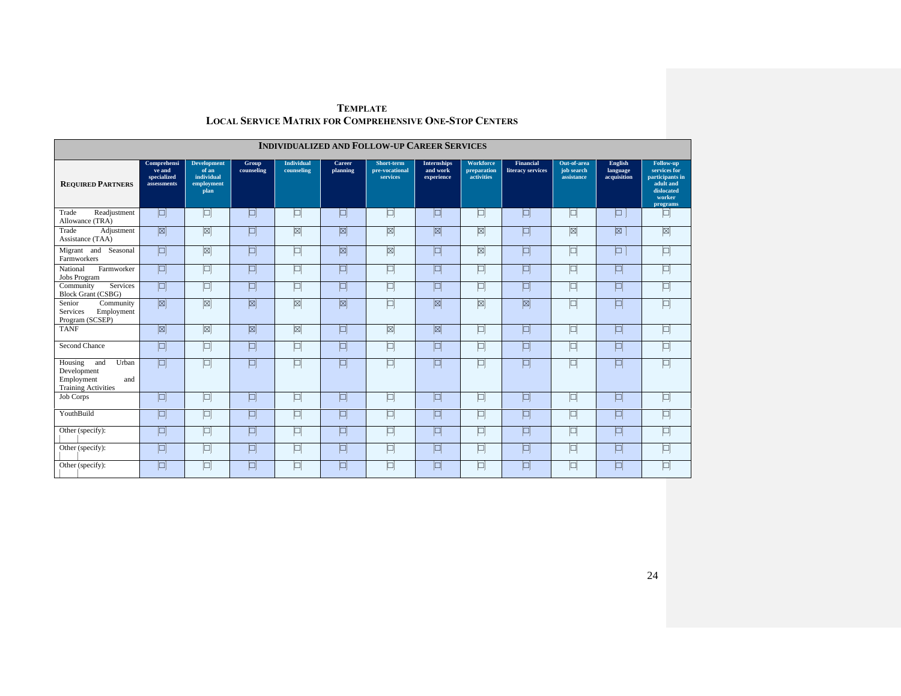**TEMPLATE**
**LOCAL SERVICE MATRIX FOR COMPREHENSIVE ONE-STOP CENTERS**

| INDIVIDUALIZED AND FOLLOW-UP CAREER SERVICES | | | | | | | | | | | | |
|---|---|---|---|---|---|---|---|---|---|---|---|---|
| **REQUIRED PARTNERS** | Comprehensive and specialized assessments | Development of an individual employment plan | Group counseling | Individual counseling | Career planning | Short-term pre-vocational services | Internships and work experience | Workforce preparation activities | Financial literacy services | Out-of-area job search assistance | English language acquisition | Follow-up services for participants in adult and dislocated worker programs |
| Trade Readjustment Allowance (TRA) | ☐ | ☐ | ☐ | ☐ | ☐ | ☐ | ☐ | ☐ | ☐ | ☐ | ☐ | ☐ |
| Trade Adjustment Assistance (TAA) | ☒ | ☒ | ☐ | ☒ | ☒ | ☒ | ☒ | ☒ | ☐ | ☒ | ☒ | ☒ |
| Migrant and Seasonal Farmworkers | ☐ | ☒ | ☐ | ☐ | ☒ | ☒ | ☐ | ☒ | ☐ | ☐ | ☐ | ☐ |
| National Farmworker Jobs Program | ☐ | ☐ | ☐ | ☐ | ☐ | ☐ | ☐ | ☐ | ☐ | ☐ | ☐ | ☐ |
| Community Services Block Grant (CSBG) | ☐ | ☐ | ☐ | ☐ | ☐ | ☐ | ☐ | ☐ | ☐ | ☐ | ☐ | ☐ |
| Senior Community Services Employment Program (SCSEP) | ☒ | ☒ | ☒ | ☒ | ☒ | ☐ | ☒ | ☒ | ☒ | ☐ | ☐ | ☐ |
| TANF | ☒ | ☒ | ☒ | ☒ | ☐ | ☒ | ☒ | ☐ | ☐ | ☐ | ☐ | ☐ |
| Second Chance | ☐ | ☐ | ☐ | ☐ | ☐ | ☐ | ☐ | ☐ | ☐ | ☐ | ☐ | ☐ |
| Housing and Urban Development Employment and Training Activities | ☐ | ☐ | ☐ | ☐ | ☐ | ☐ | ☐ | ☐ | ☐ | ☐ | ☐ | ☐ |
| Job Corps | ☐ | ☐ | ☐ | ☐ | ☐ | ☐ | ☐ | ☐ | ☐ | ☐ | ☐ | ☐ |
| YouthBuild | ☐ | ☐ | ☐ | ☐ | ☐ | ☐ | ☐ | ☐ | ☐ | ☐ | ☐ | ☐ |
| Other (specify): | ☐ | ☐ | ☐ | ☐ | ☐ | ☐ | ☐ | ☐ | ☐ | ☐ | ☐ | ☐ |
| Other (specify): | ☐ | ☐ | ☐ | ☐ | ☐ | ☐ | ☐ | ☐ | ☐ | ☐ | ☐ | ☐ |
| Other (specify): | ☐ | ☐ | ☐ | ☐ | ☐ | ☐ | ☐ | ☐ | ☐ | ☐ | ☐ | ☐ |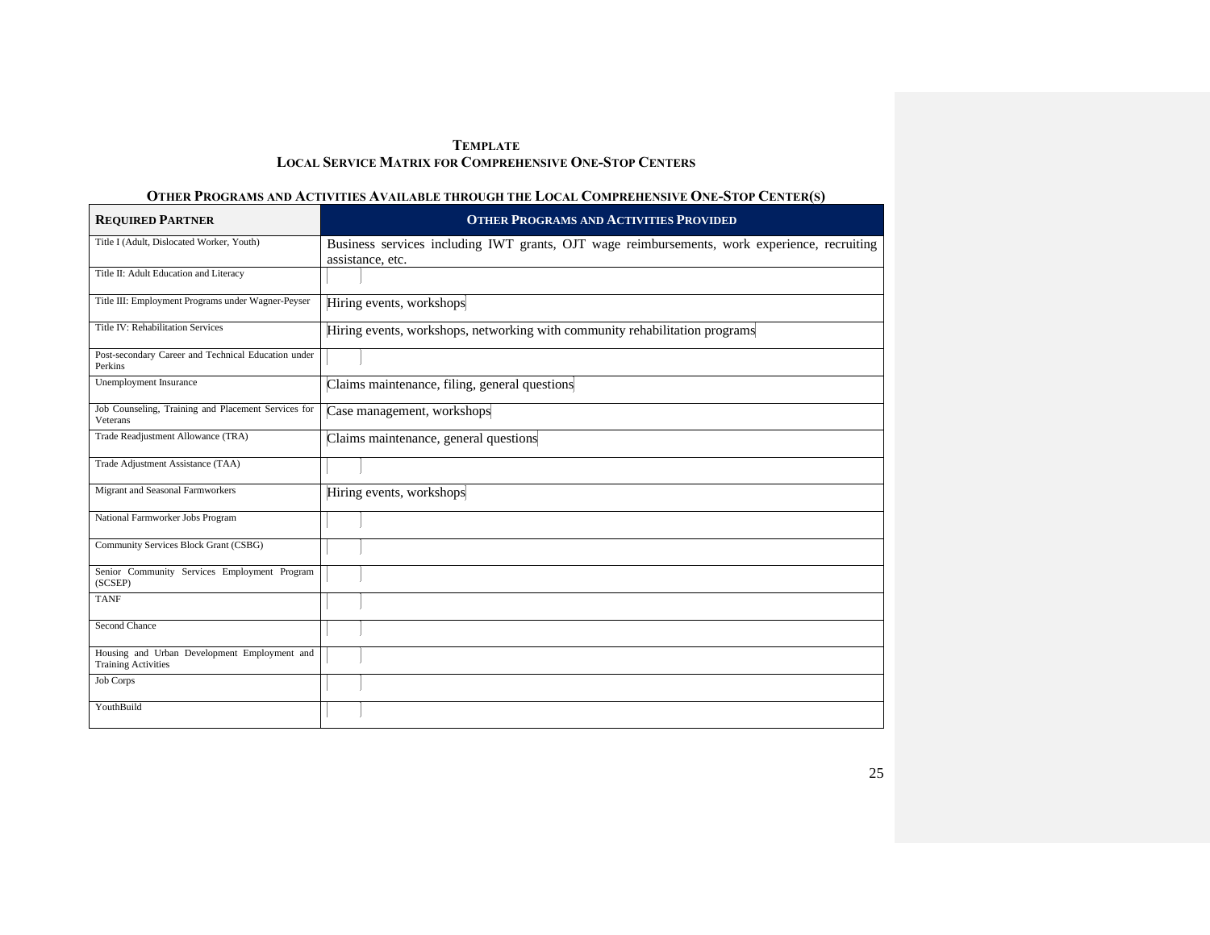**TEMPLATE**
**LOCAL SERVICE MATRIX FOR COMPREHENSIVE ONE-STOP CENTERS**

**OTHER PROGRAMS AND ACTIVITIES AVAILABLE THROUGH THE LOCAL COMPREHENSIVE ONE-STOP CENTER(S)**

| REQUIRED PARTNER | OTHER PROGRAMS AND ACTIVITIES PROVIDED |
|---|---|
| Title I (Adult, Dislocated Worker, Youth) | Business services including IWT grants, OJT wage reimbursements, work experience, recruiting assistance, etc. |
| Title II: Adult Education and Literacy | |
| Title III: Employment Programs under Wagner-Peyser | Hiring events, workshops |
| Title IV: Rehabilitation Services | Hiring events, workshops, networking with community rehabilitation programs |
| Post-secondary Career and Technical Education under Perkins | |
| Unemployment Insurance | Claims maintenance, filing, general questions |
| Job Counseling, Training and Placement Services for Veterans | Case management, workshops |
| Trade Readjustment Allowance (TRA) | Claims maintenance, general questions |
| Trade Adjustment Assistance (TAA) | |
| Migrant and Seasonal Farmworkers | Hiring events, workshops |
| National Farmworker Jobs Program | |
| Community Services Block Grant (CSBG) | |
| Senior Community Services Employment Program (SCSEP) | |
| TANF | |
| Second Chance | |
| Housing and Urban Development Employment and Training Activities | |
| Job Corps | |
| YouthBuild | |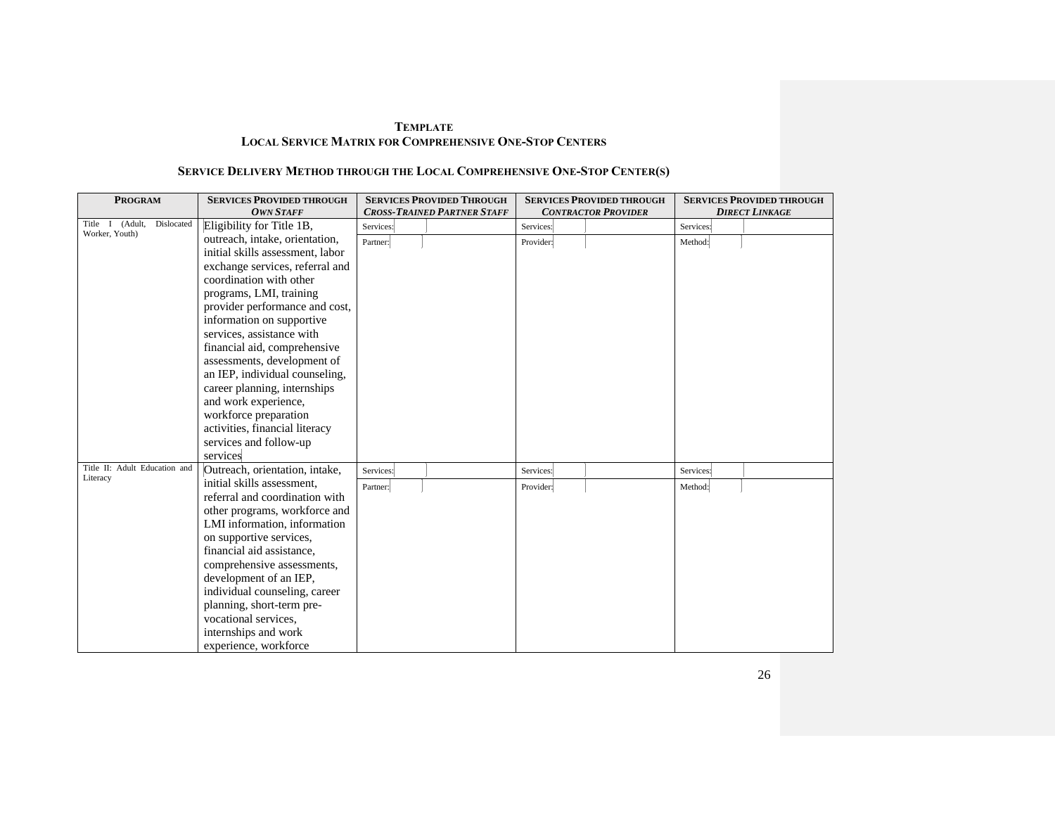**TEMPLATE**
**LOCAL SERVICE MATRIX FOR COMPREHENSIVE ONE-STOP CENTERS**

**SERVICE DELIVERY METHOD THROUGH THE LOCAL COMPREHENSIVE ONE-STOP CENTER(S)**

| PROGRAM | SERVICES PROVIDED THROUGH *OWN STAFF* | SERVICES PROVIDED THROUGH *CROSS-TRAINED PARTNER STAFF* | SERVICES PROVIDED THROUGH *CONTRACTOR PROVIDER* | SERVICES PROVIDED THROUGH *DIRECT LINKAGE* |
|---|---|---|---|---|
| Title I (Adult, Dislocated Worker, Youth) | Eligibility for Title 1B, outreach, intake, orientation, initial skills assessment, labor exchange services, referral and coordination with other programs, LMI, training provider performance and cost, information on supportive services, assistance with financial aid, comprehensive assessments, development of an IEP, individual counseling, career planning, internships and work experience, workforce preparation activities, financial literacy services and follow-up services | Services: <br> Partner: | Services: <br> Provider: | Services: <br> Method: |
| Title II: Adult Education and Literacy | Outreach, orientation, intake, initial skills assessment, referral and coordination with other programs, workforce and LMI information, information on supportive services, financial aid assistance, comprehensive assessments, development of an IEP, individual counseling, career planning, short-term pre-vocational services, internships and work experience, workforce | Services: <br> Partner: | Services: <br> Provider: | Services: <br> Method: |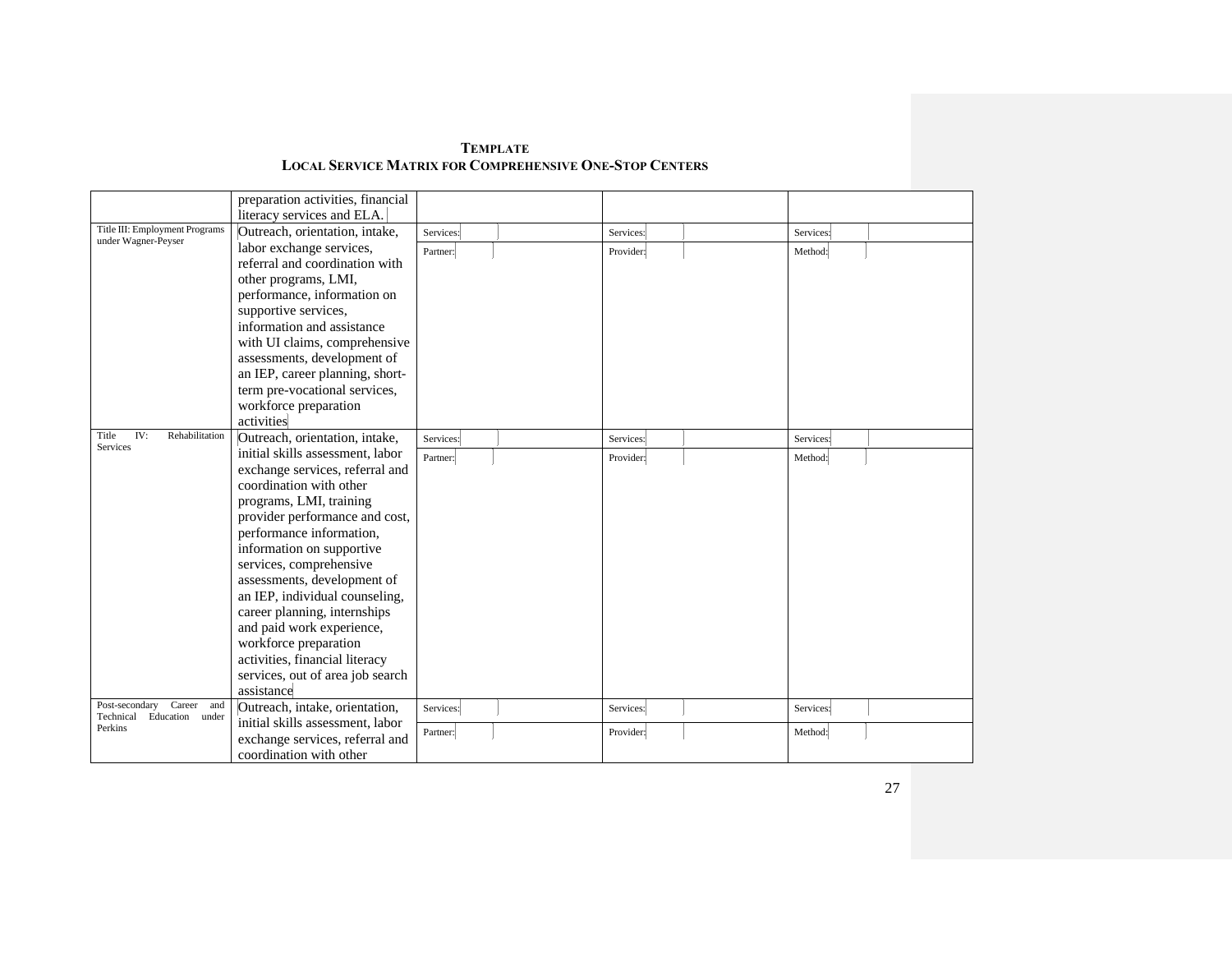**TEMPLATE**
**LOCAL SERVICE MATRIX FOR COMPREHENSIVE ONE-STOP CENTERS**

| | | | | |
|---|---|---|---|---|
| | preparation activities, financial literacy services and ELA. | | | |
| Title III: Employment Programs under Wagner-Peyser | Outreach, orientation, intake, labor exchange services, referral and coordination with other programs, LMI, performance, information on supportive services, information and assistance with UI claims, comprehensive assessments, development of an IEP, career planning, short-term pre-vocational services, workforce preparation activities | Services: Partner: | Services: Provider: | Services: Method: |
| Title IV: Rehabilitation Services | Outreach, orientation, intake, initial skills assessment, labor exchange services, referral and coordination with other programs, LMI, training provider performance and cost, performance information, information on supportive services, comprehensive assessments, development of an IEP, individual counseling, career planning, internships and paid work experience, workforce preparation activities, financial literacy services, out of area job search assistance | Services: Partner: | Services: Provider: | Services: Method: |
| Post-secondary Career and Technical Education under Perkins | Outreach, intake, orientation, initial skills assessment, labor exchange services, referral and coordination with other | Services: Partner: | Services: Provider: | Services: Method: |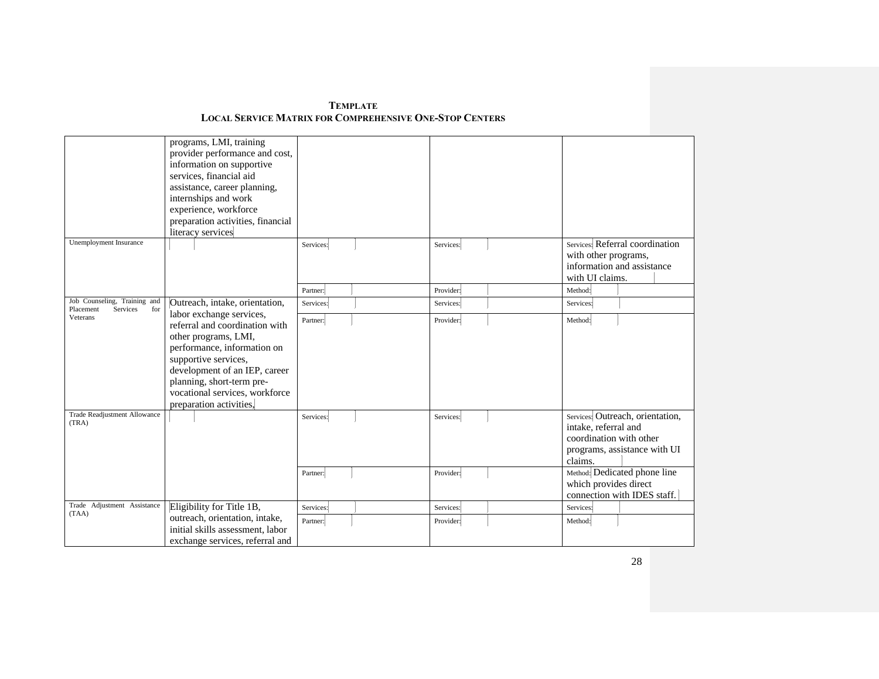**TEMPLATE**
**LOCAL SERVICE MATRIX FOR COMPREHENSIVE ONE-STOP CENTERS**

| | | | | |
|---|---|---|---|---|
| | programs, LMI, training provider performance and cost, information on supportive services, financial aid assistance, career planning, internships and work experience, workforce preparation activities, financial literacy services | | | |
| Unemployment Insurance | | Services: | Services: | Services: Referral coordination with other programs, information and assistance with UI claims. |
| | | Partner: | Provider: | Method: |
| Job Counseling, Training and Placement Services for Veterans | Outreach, intake, orientation, labor exchange services, referral and coordination with other programs, LMI, performance, information on supportive services, development of an IEP, career planning, short-term pre-vocational services, workforce preparation activities, | Services: | Services: | Services: |
| | | Partner: | Provider: | Method: |
| Trade Readjustment Allowance (TRA) | | Services: | Services: | Services: Outreach, orientation, intake, referral and coordination with other programs, assistance with UI claims. |
| | | Partner: | Provider: | Method: Dedicated phone line which provides direct connection with IDES staff. |
| Trade Adjustment Assistance (TAA) | Eligibility for Title 1B, outreach, orientation, intake, initial skills assessment, labor exchange services, referral and | Services: | Services: | Services: |
| | | Partner: | Provider: | Method: |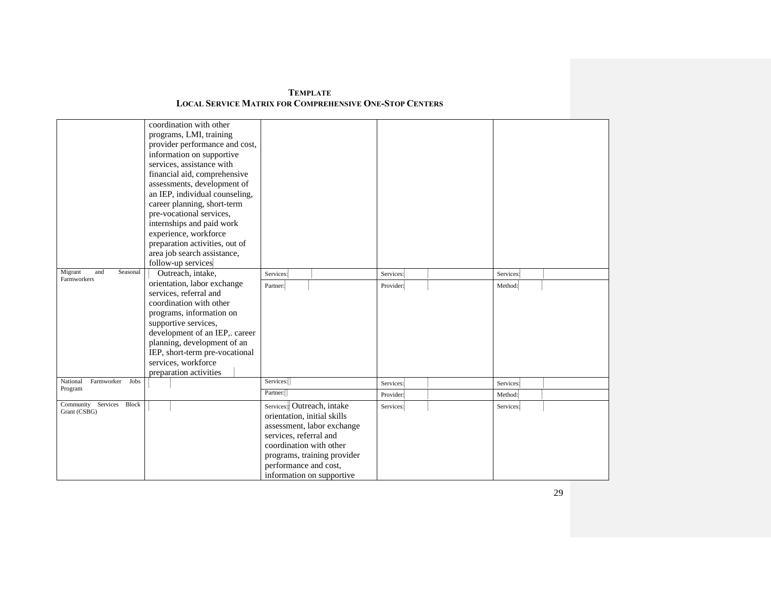**TEMPLATE**
**LOCAL SERVICE MATRIX FOR COMPREHENSIVE ONE-STOP CENTERS**

| | | | | |
|---|---|---|---|---|
| | coordination with other programs, LMI, training provider performance and cost, information on supportive services, assistance with financial aid, comprehensive assessments, development of an IEP, individual counseling, career planning, short-term pre-vocational services, internships and paid work experience, workforce preparation activities, out of area job search assistance, follow-up services | | | |
| Migrant and Seasonal Farmworkers | Outreach, intake, orientation, labor exchange services, referral and coordination with other programs, information on supportive services, development of an IEP,. career planning, development of an IEP, short-term pre-vocational services, workforce preparation activities | Services:<br>Partner: | Services:<br>Provider: | Services:<br>Method: |
| National Farmworker Jobs Program | | Services:<br>Partner: | Services:<br>Provider: | Services:<br>Method: |
| Community Services Block Grant (CSBG) | | Services: Outreach, intake orientation, initial skills assessment, labor exchange services, referral and coordination with other programs, training provider performance and cost, information on supportive | Services: | Services: |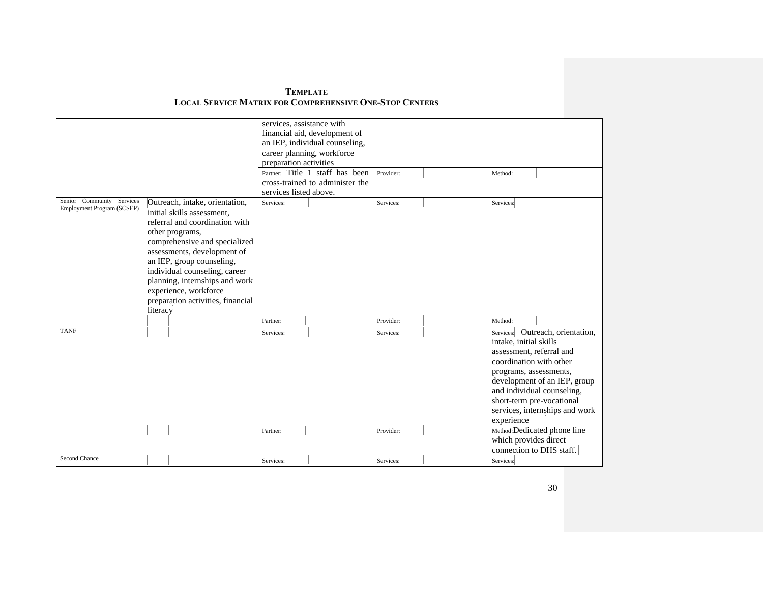**TEMPLATE**
**LOCAL SERVICE MATRIX FOR COMPREHENSIVE ONE-STOP CENTERS**

| | | | | |
|---|---|---|---|---|
| | | services, assistance with financial aid, development of an IEP, individual counseling, career planning, workforce preparation activities | | |
| | | Partner: Title 1 staff has been cross-trained to administer the services listed above. | Provider: | Method: |
| Senior Community Services Employment Program (SCSEP) | Outreach, intake, orientation, initial skills assessment, referral and coordination with other programs, comprehensive and specialized assessments, development of an IEP, group counseling, individual counseling, career planning, internships and work experience, workforce preparation activities, financial literacy | Services: | Services: | Services: |
| | | Partner: | Provider: | Method: |
| TANF | | Services: | Services: | Services: Outreach, orientation, intake, initial skills assessment, referral and coordination with other programs, assessments, development of an IEP, group and individual counseling, short-term pre-vocational services, internships and work experience |
| | | Partner: | Provider: | Method: Dedicated phone line which provides direct connection to DHS staff. |
| Second Chance | | Services: | Services: | Services: |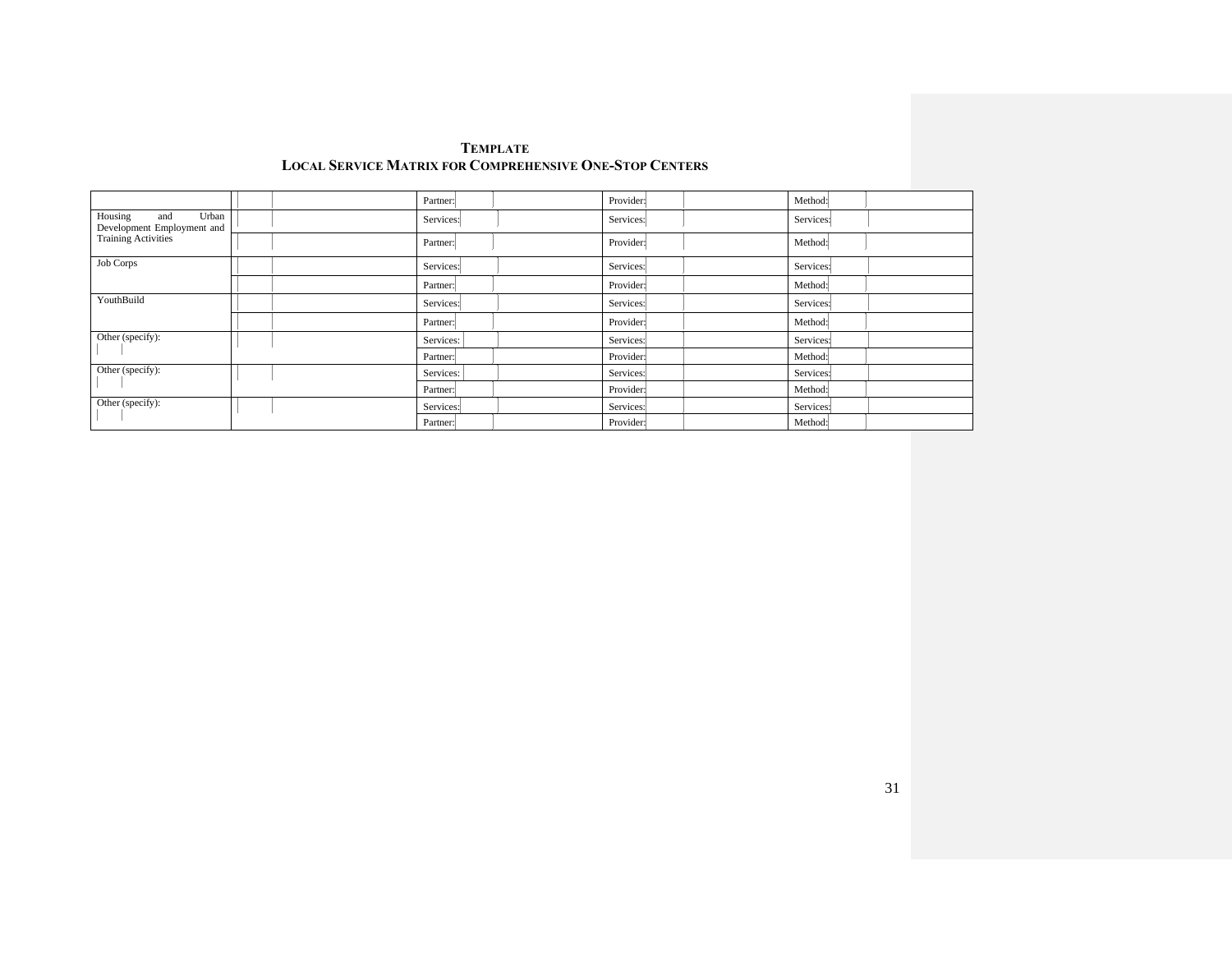**TEMPLATE**
**LOCAL SERVICE MATRIX FOR COMPREHENSIVE ONE-STOP CENTERS**

| | | | | |
|---|---|---|---|---|
| | | Partner: | Provider: | Method: |
| Housing and Urban Development Employment and Training Activities | | Services: | Services: | Services: |
| | | Partner: | Provider: | Method: |
| Job Corps | | Services: | Services: | Services: |
| | | Partner: | Provider: | Method: |
| YouthBuild | | Services: | Services: | Services: |
| | | Partner: | Provider: | Method: |
| Other (specify): | | Services: | Services: | Services: |
| | | Partner: | Provider: | Method: |
| Other (specify): | | Services: | Services: | Services: |
| | | Partner: | Provider: | Method: |
| Other (specify): | | Services: | Services: | Services: |
| | | Partner: | Provider: | Method: |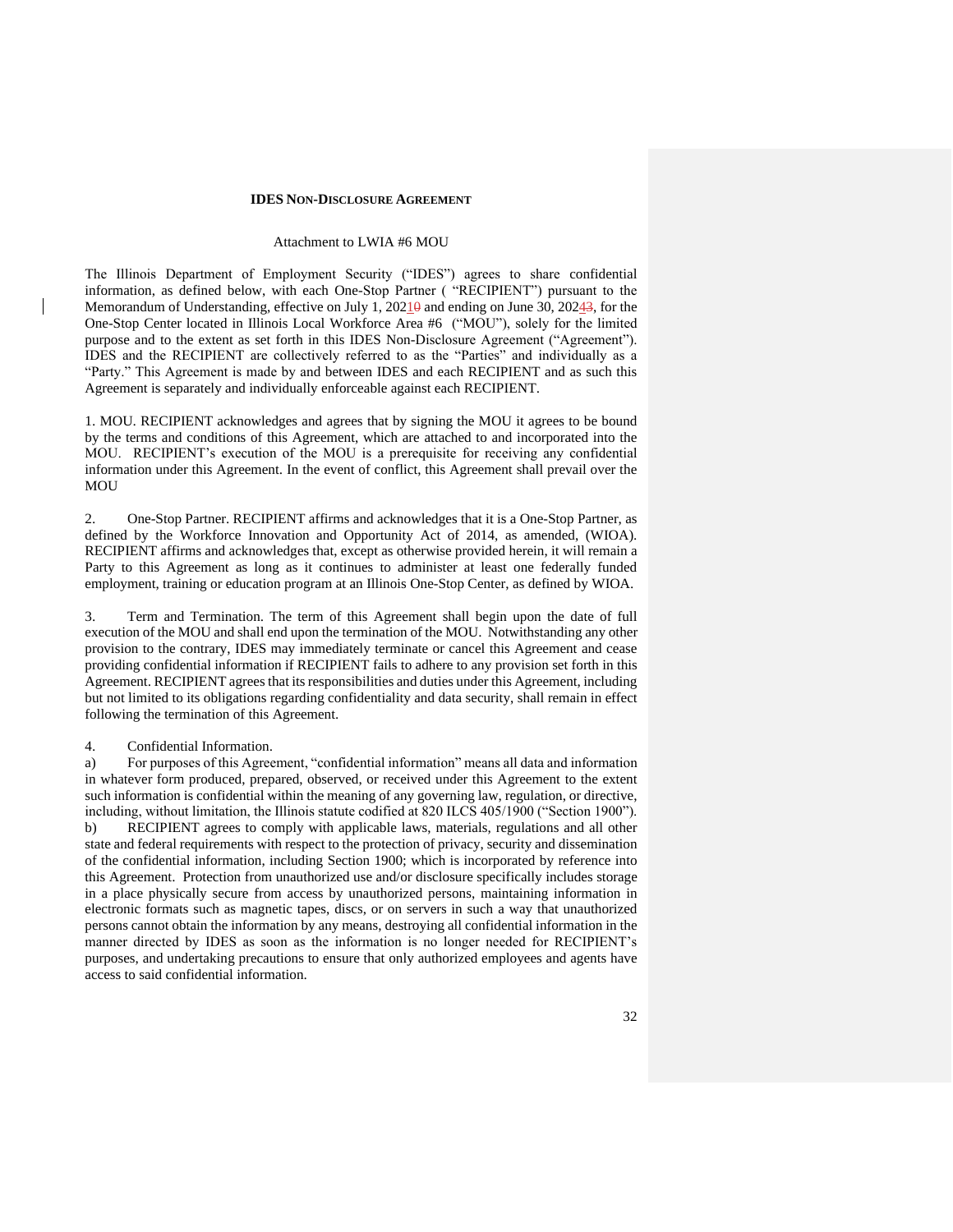**IDES NON-DISCLOSURE AGREEMENT**

Attachment to LWIA #6 MOU

The Illinois Department of Employment Security ("IDES") agrees to share confidential information, as defined below, with each One-Stop Partner ( "RECIPIENT") pursuant to the Memorandum of Understanding, effective on July 1, 2021~~0~~ and ending on June 30, 2024~~3~~, for the One-Stop Center located in Illinois Local Workforce Area #6 ("MOU"), solely for the limited purpose and to the extent as set forth in this IDES Non-Disclosure Agreement ("Agreement"). IDES and the RECIPIENT are collectively referred to as the "Parties" and individually as a "Party." This Agreement is made by and between IDES and each RECIPIENT and as such this Agreement is separately and individually enforceable against each RECIPIENT.

1. MOU. RECIPIENT acknowledges and agrees that by signing the MOU it agrees to be bound by the terms and conditions of this Agreement, which are attached to and incorporated into the MOU. RECIPIENT's execution of the MOU is a prerequisite for receiving any confidential information under this Agreement. In the event of conflict, this Agreement shall prevail over the MOU

2. One-Stop Partner. RECIPIENT affirms and acknowledges that it is a One-Stop Partner, as defined by the Workforce Innovation and Opportunity Act of 2014, as amended, (WIOA). RECIPIENT affirms and acknowledges that, except as otherwise provided herein, it will remain a Party to this Agreement as long as it continues to administer at least one federally funded employment, training or education program at an Illinois One-Stop Center, as defined by WIOA.

3. Term and Termination. The term of this Agreement shall begin upon the date of full execution of the MOU and shall end upon the termination of the MOU. Notwithstanding any other provision to the contrary, IDES may immediately terminate or cancel this Agreement and cease providing confidential information if RECIPIENT fails to adhere to any provision set forth in this Agreement. RECIPIENT agrees that its responsibilities and duties under this Agreement, including but not limited to its obligations regarding confidentiality and data security, shall remain in effect following the termination of this Agreement.

4. Confidential Information.

a) For purposes of this Agreement, "confidential information" means all data and information in whatever form produced, prepared, observed, or received under this Agreement to the extent such information is confidential within the meaning of any governing law, regulation, or directive, including, without limitation, the Illinois statute codified at 820 ILCS 405/1900 ("Section 1900").

b) RECIPIENT agrees to comply with applicable laws, materials, regulations and all other state and federal requirements with respect to the protection of privacy, security and dissemination of the confidential information, including Section 1900; which is incorporated by reference into this Agreement. Protection from unauthorized use and/or disclosure specifically includes storage in a place physically secure from access by unauthorized persons, maintaining information in electronic formats such as magnetic tapes, discs, or on servers in such a way that unauthorized persons cannot obtain the information by any means, destroying all confidential information in the manner directed by IDES as soon as the information is no longer needed for RECIPIENT's purposes, and undertaking precautions to ensure that only authorized employees and agents have access to said confidential information.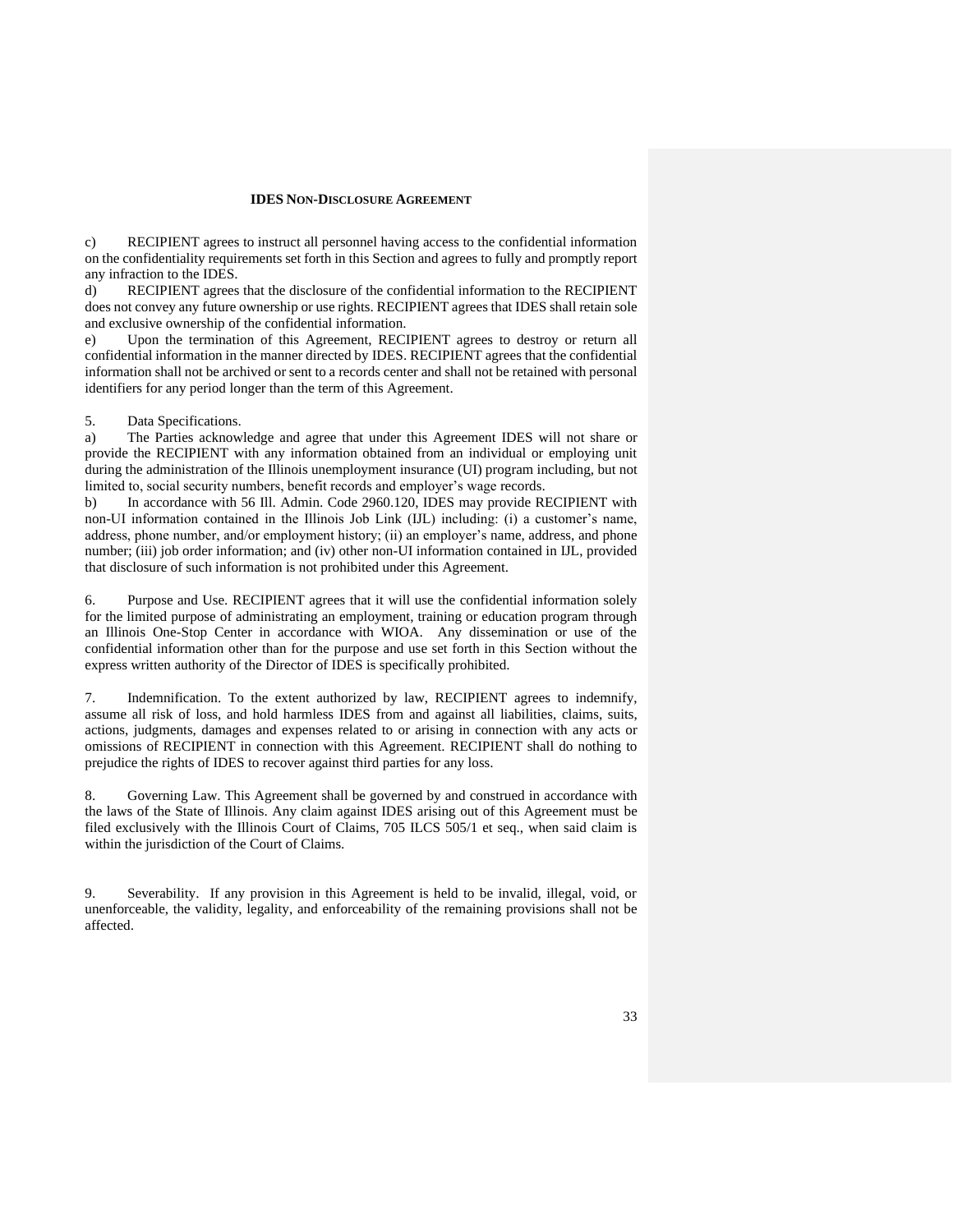## IDES Non-Disclosure Agreement

c) RECIPIENT agrees to instruct all personnel having access to the confidential information on the confidentiality requirements set forth in this Section and agrees to fully and promptly report any infraction to the IDES.

d) RECIPIENT agrees that the disclosure of the confidential information to the RECIPIENT does not convey any future ownership or use rights. RECIPIENT agrees that IDES shall retain sole and exclusive ownership of the confidential information.

e) Upon the termination of this Agreement, RECIPIENT agrees to destroy or return all confidential information in the manner directed by IDES. RECIPIENT agrees that the confidential information shall not be archived or sent to a records center and shall not be retained with personal identifiers for any period longer than the term of this Agreement.

5. Data Specifications.

a) The Parties acknowledge and agree that under this Agreement IDES will not share or provide the RECIPIENT with any information obtained from an individual or employing unit during the administration of the Illinois unemployment insurance (UI) program including, but not limited to, social security numbers, benefit records and employer's wage records.

b) In accordance with 56 Ill. Admin. Code 2960.120, IDES may provide RECIPIENT with non-UI information contained in the Illinois Job Link (IJL) including: (i) a customer's name, address, phone number, and/or employment history; (ii) an employer's name, address, and phone number; (iii) job order information; and (iv) other non-UI information contained in IJL, provided that disclosure of such information is not prohibited under this Agreement.

6. Purpose and Use. RECIPIENT agrees that it will use the confidential information solely for the limited purpose of administrating an employment, training or education program through an Illinois One-Stop Center in accordance with WIOA. Any dissemination or use of the confidential information other than for the purpose and use set forth in this Section without the express written authority of the Director of IDES is specifically prohibited.

7. Indemnification. To the extent authorized by law, RECIPIENT agrees to indemnify, assume all risk of loss, and hold harmless IDES from and against all liabilities, claims, suits, actions, judgments, damages and expenses related to or arising in connection with any acts or omissions of RECIPIENT in connection with this Agreement. RECIPIENT shall do nothing to prejudice the rights of IDES to recover against third parties for any loss.

8. Governing Law. This Agreement shall be governed by and construed in accordance with the laws of the State of Illinois. Any claim against IDES arising out of this Agreement must be filed exclusively with the Illinois Court of Claims, 705 ILCS 505/1 et seq., when said claim is within the jurisdiction of the Court of Claims.

9. Severability. If any provision in this Agreement is held to be invalid, illegal, void, or unenforceable, the validity, legality, and enforceability of the remaining provisions shall not be affected.